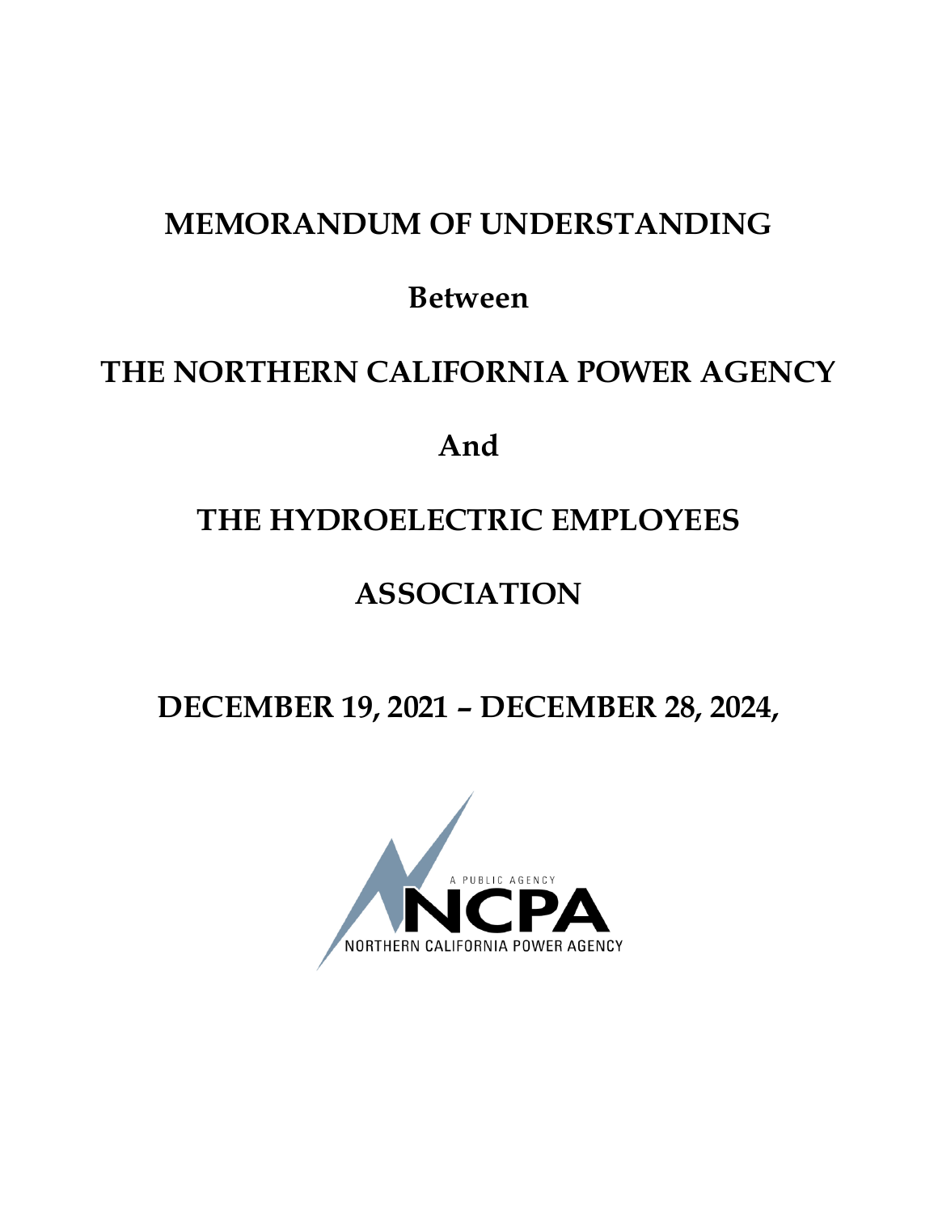# MEMORANDUM OF UNDERSTANDING

## Between

# THE NORTHERN CALIFORNIA POWER AGENCY

## And

# THE HYDROELECTRIC EMPLOYEES ASSOCIATION

## DECEMBER 19, 2021 – DECEMBER 28, 2024,

A PUBLIC AGENCY
NCPA
NORTHERN CALIFORNIA POWER AGENCY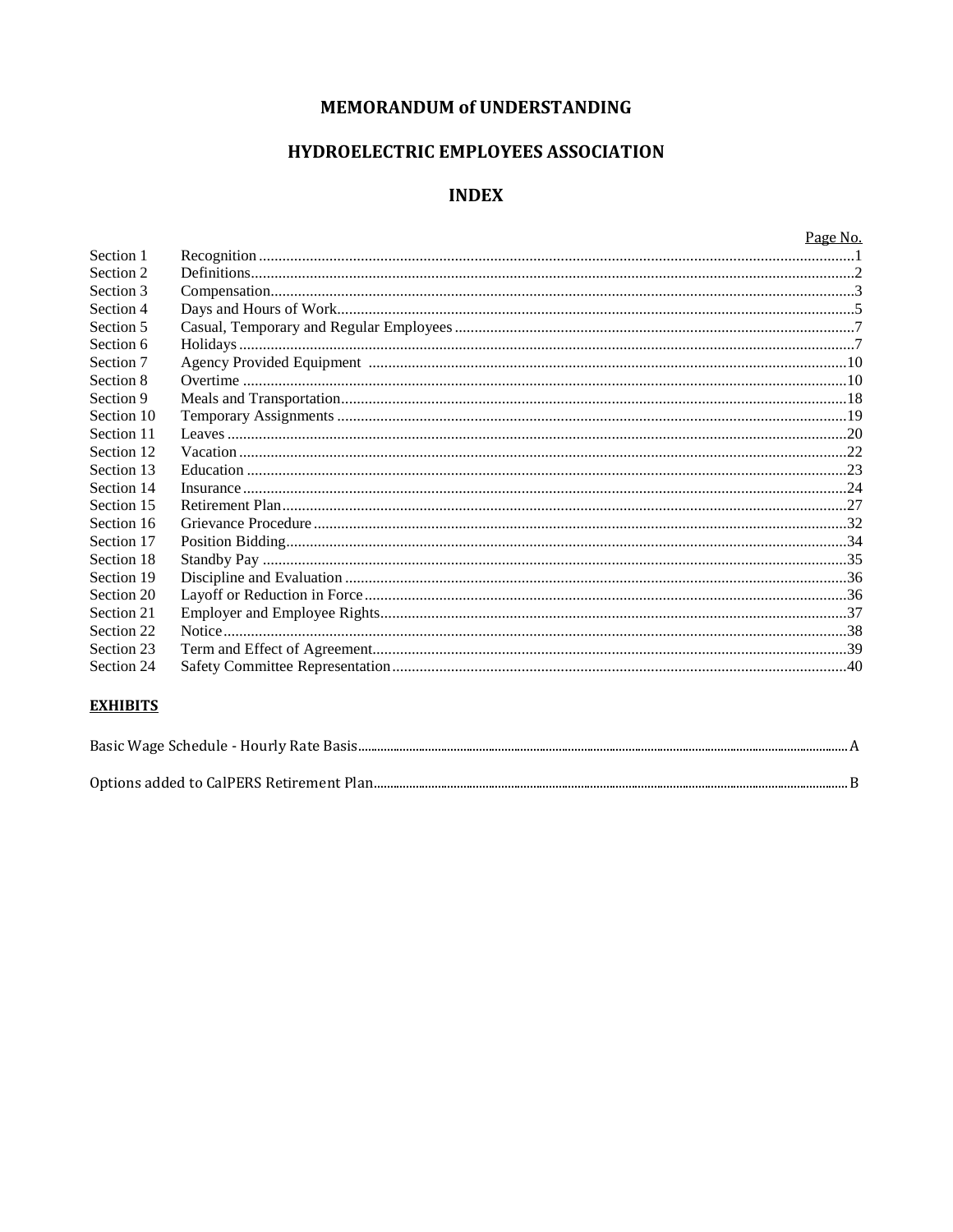# MEMORANDUM of UNDERSTANDING

## HYDROELECTRIC EMPLOYEES ASSOCIATION

## INDEX

| | | Page No. |
|---|---|---|
| Section 1 | Recognition | 1 |
| Section 2 | Definitions | 2 |
| Section 3 | Compensation | 3 |
| Section 4 | Days and Hours of Work | 5 |
| Section 5 | Casual, Temporary and Regular Employees | 7 |
| Section 6 | Holidays | 7 |
| Section 7 | Agency Provided Equipment | 10 |
| Section 8 | Overtime | 10 |
| Section 9 | Meals and Transportation | 18 |
| Section 10 | Temporary Assignments | 19 |
| Section 11 | Leaves | 20 |
| Section 12 | Vacation | 22 |
| Section 13 | Education | 23 |
| Section 14 | Insurance | 24 |
| Section 15 | Retirement Plan | 27 |
| Section 16 | Grievance Procedure | 32 |
| Section 17 | Position Bidding | 34 |
| Section 18 | Standby Pay | 35 |
| Section 19 | Discipline and Evaluation | 36 |
| Section 20 | Layoff or Reduction in Force | 36 |
| Section 21 | Employer and Employee Rights | 37 |
| Section 22 | Notice | 38 |
| Section 23 | Term and Effect of Agreement | 39 |
| Section 24 | Safety Committee Representation | 40 |

**EXHIBITS**

| | |
|---|---|
| Basic Wage Schedule - Hourly Rate Basis | A |
| Options added to CalPERS Retirement Plan | B |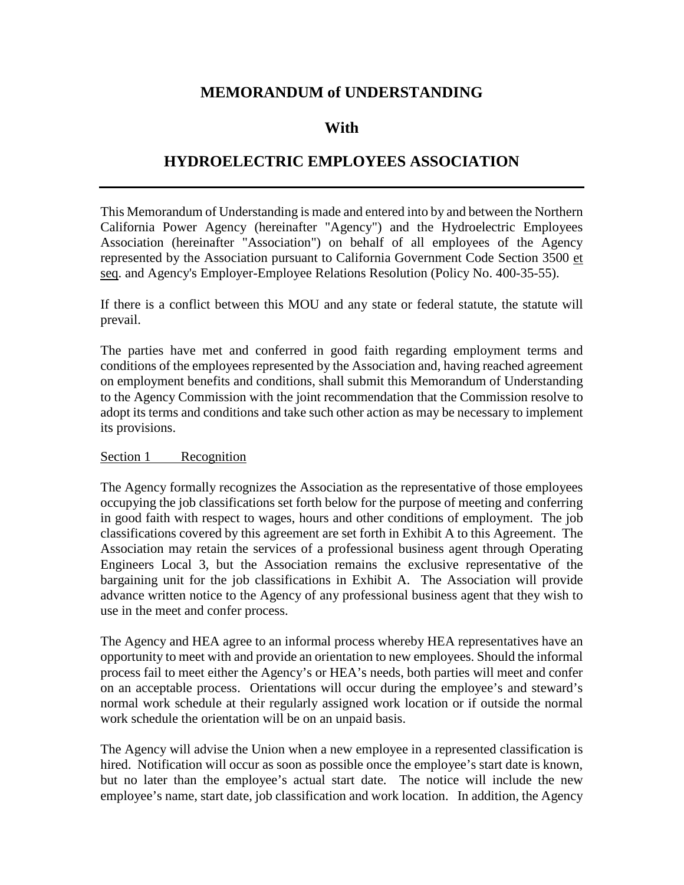# MEMORANDUM of UNDERSTANDING

# With

# HYDROELECTRIC EMPLOYEES ASSOCIATION

---

This Memorandum of Understanding is made and entered into by and between the Northern California Power Agency (hereinafter "Agency") and the Hydroelectric Employees Association (hereinafter "Association") on behalf of all employees of the Agency represented by the Association pursuant to California Government Code Section 3500 et seq. and Agency's Employer-Employee Relations Resolution (Policy No. 400-35-55).

If there is a conflict between this MOU and any state or federal statute, the statute will prevail.

The parties have met and conferred in good faith regarding employment terms and conditions of the employees represented by the Association and, having reached agreement on employment benefits and conditions, shall submit this Memorandum of Understanding to the Agency Commission with the joint recommendation that the Commission resolve to adopt its terms and conditions and take such other action as may be necessary to implement its provisions.

## Section 1 Recognition

The Agency formally recognizes the Association as the representative of those employees occupying the job classifications set forth below for the purpose of meeting and conferring in good faith with respect to wages, hours and other conditions of employment. The job classifications covered by this agreement are set forth in Exhibit A to this Agreement. The Association may retain the services of a professional business agent through Operating Engineers Local 3, but the Association remains the exclusive representative of the bargaining unit for the job classifications in Exhibit A. The Association will provide advance written notice to the Agency of any professional business agent that they wish to use in the meet and confer process.

The Agency and HEA agree to an informal process whereby HEA representatives have an opportunity to meet with and provide an orientation to new employees. Should the informal process fail to meet either the Agency's or HEA's needs, both parties will meet and confer on an acceptable process. Orientations will occur during the employee's and steward's normal work schedule at their regularly assigned work location or if outside the normal work schedule the orientation will be on an unpaid basis.

The Agency will advise the Union when a new employee in a represented classification is hired. Notification will occur as soon as possible once the employee's start date is known, but no later than the employee's actual start date. The notice will include the new employee's name, start date, job classification and work location. In addition, the Agency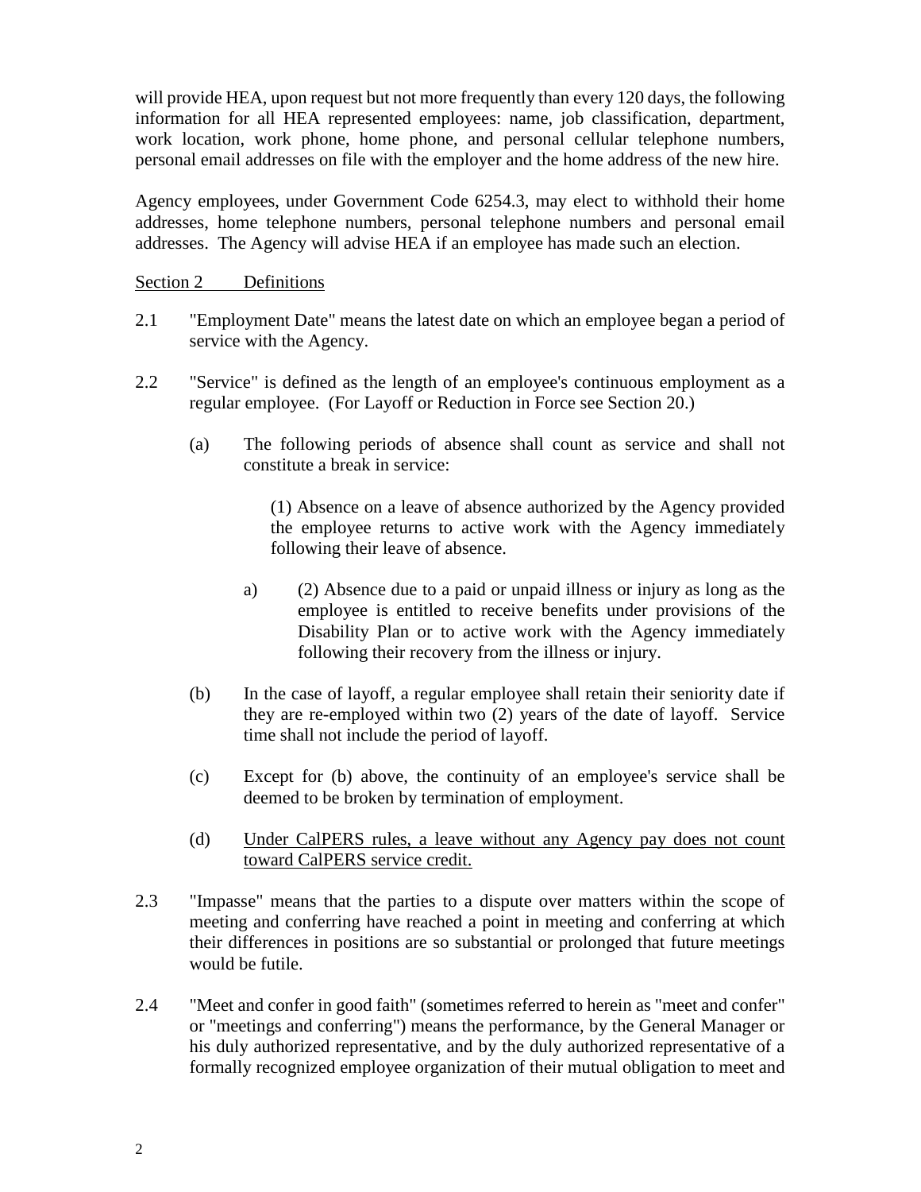will provide HEA, upon request but not more frequently than every 120 days, the following information for all HEA represented employees: name, job classification, department, work location, work phone, home phone, and personal cellular telephone numbers, personal email addresses on file with the employer and the home address of the new hire.

Agency employees, under Government Code 6254.3, may elect to withhold their home addresses, home telephone numbers, personal telephone numbers and personal email addresses. The Agency will advise HEA if an employee has made such an election.

<u>Section 2 Definitions</u>

2.1 "Employment Date" means the latest date on which an employee began a period of service with the Agency.

2.2 "Service" is defined as the length of an employee's continuous employment as a regular employee. (For Layoff or Reduction in Force see Section 20.)

(a) The following periods of absence shall count as service and shall not constitute a break in service:

(1) Absence on a leave of absence authorized by the Agency provided the employee returns to active work with the Agency immediately following their leave of absence.

a) (2) Absence due to a paid or unpaid illness or injury as long as the employee is entitled to receive benefits under provisions of the Disability Plan or to active work with the Agency immediately following their recovery from the illness or injury.

(b) In the case of layoff, a regular employee shall retain their seniority date if they are re-employed within two (2) years of the date of layoff. Service time shall not include the period of layoff.

(c) Except for (b) above, the continuity of an employee's service shall be deemed to be broken by termination of employment.

(d) <u>Under CalPERS rules, a leave without any Agency pay does not count toward CalPERS service credit.</u>

2.3 "Impasse" means that the parties to a dispute over matters within the scope of meeting and conferring have reached a point in meeting and conferring at which their differences in positions are so substantial or prolonged that future meetings would be futile.

2.4 "Meet and confer in good faith" (sometimes referred to herein as "meet and confer" or "meetings and conferring") means the performance, by the General Manager or his duly authorized representative, and by the duly authorized representative of a formally recognized employee organization of their mutual obligation to meet and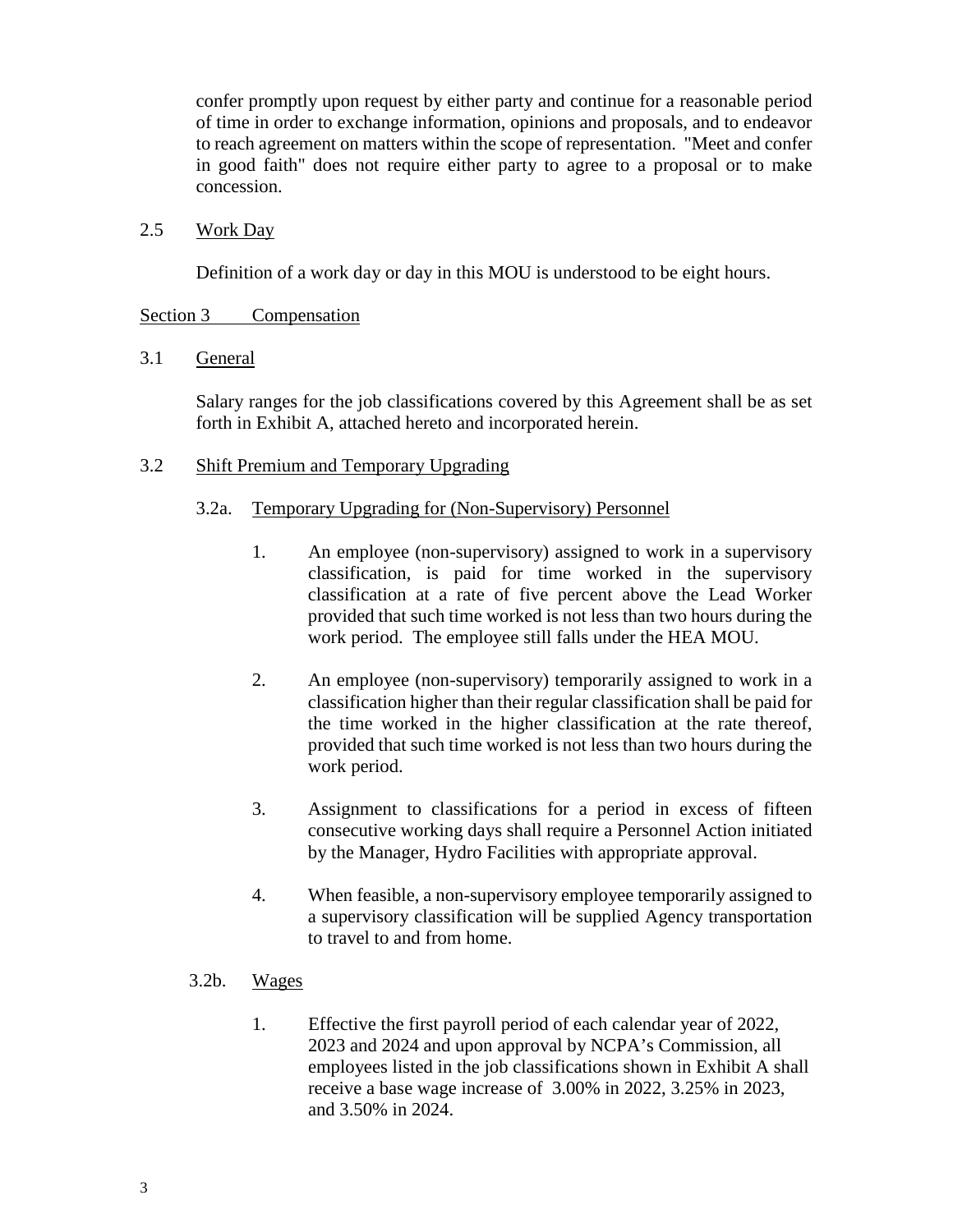confer promptly upon request by either party and continue for a reasonable period of time in order to exchange information, opinions and proposals, and to endeavor to reach agreement on matters within the scope of representation. "Meet and confer in good faith" does not require either party to agree to a proposal or to make concession.

2.5 Work Day

Definition of a work day or day in this MOU is understood to be eight hours.

## Section 3 Compensation

3.1 General

Salary ranges for the job classifications covered by this Agreement shall be as set forth in Exhibit A, attached hereto and incorporated herein.

3.2 Shift Premium and Temporary Upgrading

3.2a. Temporary Upgrading for (Non-Supervisory) Personnel

1. An employee (non-supervisory) assigned to work in a supervisory classification, is paid for time worked in the supervisory classification at a rate of five percent above the Lead Worker provided that such time worked is not less than two hours during the work period. The employee still falls under the HEA MOU.

2. An employee (non-supervisory) temporarily assigned to work in a classification higher than their regular classification shall be paid for the time worked in the higher classification at the rate thereof, provided that such time worked is not less than two hours during the work period.

3. Assignment to classifications for a period in excess of fifteen consecutive working days shall require a Personnel Action initiated by the Manager, Hydro Facilities with appropriate approval.

4. When feasible, a non-supervisory employee temporarily assigned to a supervisory classification will be supplied Agency transportation to travel to and from home.

3.2b. Wages

1. Effective the first payroll period of each calendar year of 2022, 2023 and 2024 and upon approval by NCPA's Commission, all employees listed in the job classifications shown in Exhibit A shall receive a base wage increase of 3.00% in 2022, 3.25% in 2023, and 3.50% in 2024.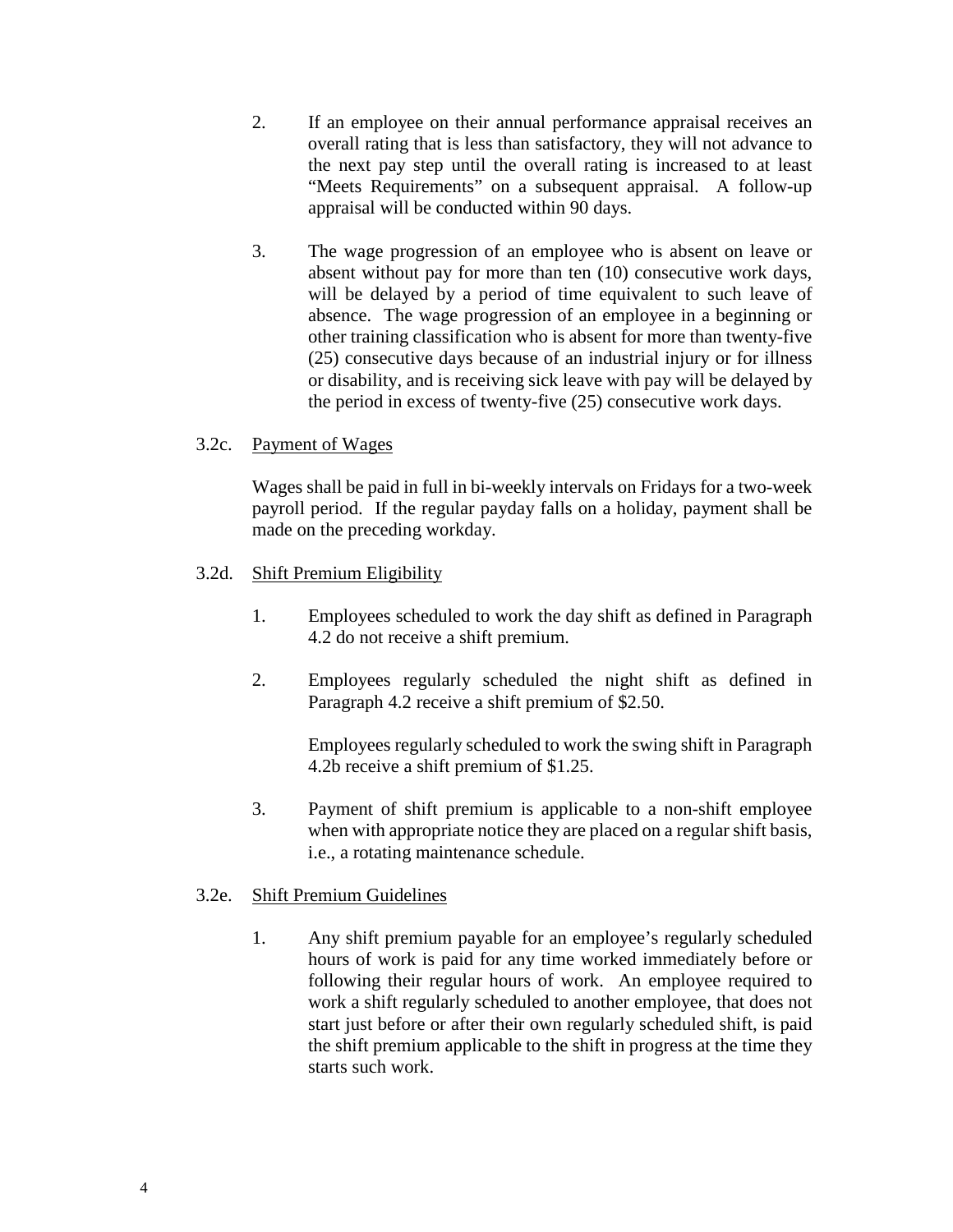2. If an employee on their annual performance appraisal receives an overall rating that is less than satisfactory, they will not advance to the next pay step until the overall rating is increased to at least "Meets Requirements" on a subsequent appraisal. A follow-up appraisal will be conducted within 90 days.

3. The wage progression of an employee who is absent on leave or absent without pay for more than ten (10) consecutive work days, will be delayed by a period of time equivalent to such leave of absence. The wage progression of an employee in a beginning or other training classification who is absent for more than twenty-five (25) consecutive days because of an industrial injury or for illness or disability, and is receiving sick leave with pay will be delayed by the period in excess of twenty-five (25) consecutive work days.

3.2c. Payment of Wages

Wages shall be paid in full in bi-weekly intervals on Fridays for a two-week payroll period. If the regular payday falls on a holiday, payment shall be made on the preceding workday.

3.2d. Shift Premium Eligibility

1. Employees scheduled to work the day shift as defined in Paragraph 4.2 do not receive a shift premium.

2. Employees regularly scheduled the night shift as defined in Paragraph 4.2 receive a shift premium of $2.50.

   Employees regularly scheduled to work the swing shift in Paragraph 4.2b receive a shift premium of $1.25.

3. Payment of shift premium is applicable to a non-shift employee when with appropriate notice they are placed on a regular shift basis, i.e., a rotating maintenance schedule.

3.2e. Shift Premium Guidelines

1. Any shift premium payable for an employee's regularly scheduled hours of work is paid for any time worked immediately before or following their regular hours of work. An employee required to work a shift regularly scheduled to another employee, that does not start just before or after their own regularly scheduled shift, is paid the shift premium applicable to the shift in progress at the time they starts such work.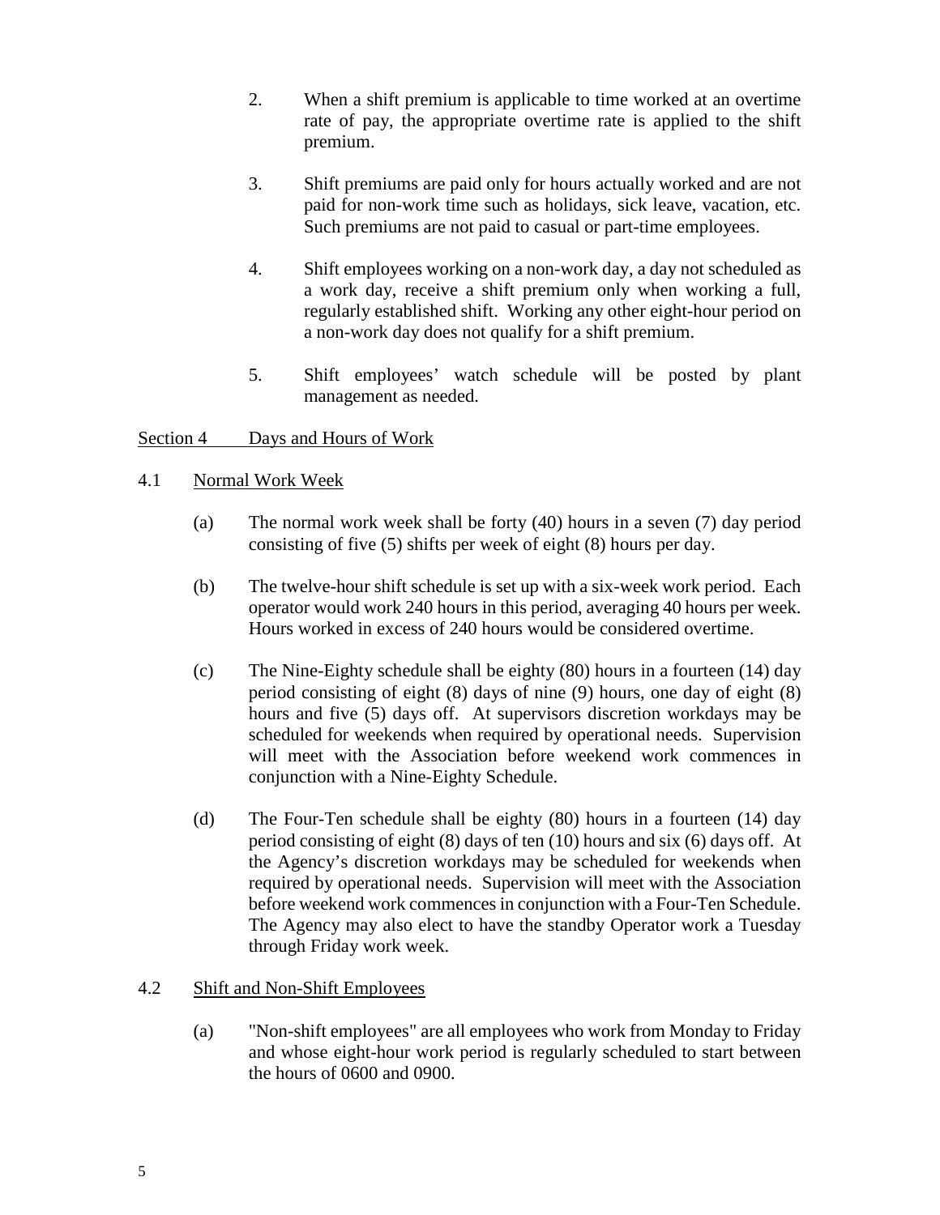2. When a shift premium is applicable to time worked at an overtime rate of pay, the appropriate overtime rate is applied to the shift premium.

3. Shift premiums are paid only for hours actually worked and are not paid for non-work time such as holidays, sick leave, vacation, etc. Such premiums are not paid to casual or part-time employees.

4. Shift employees working on a non-work day, a day not scheduled as a work day, receive a shift premium only when working a full, regularly established shift. Working any other eight-hour period on a non-work day does not qualify for a shift premium.

5. Shift employees' watch schedule will be posted by plant management as needed.

## Section 4 Days and Hours of Work

### 4.1 Normal Work Week

(a) The normal work week shall be forty (40) hours in a seven (7) day period consisting of five (5) shifts per week of eight (8) hours per day.

(b) The twelve-hour shift schedule is set up with a six-week work period. Each operator would work 240 hours in this period, averaging 40 hours per week. Hours worked in excess of 240 hours would be considered overtime.

(c) The Nine-Eighty schedule shall be eighty (80) hours in a fourteen (14) day period consisting of eight (8) days of nine (9) hours, one day of eight (8) hours and five (5) days off. At supervisors discretion workdays may be scheduled for weekends when required by operational needs. Supervision will meet with the Association before weekend work commences in conjunction with a Nine-Eighty Schedule.

(d) The Four-Ten schedule shall be eighty (80) hours in a fourteen (14) day period consisting of eight (8) days of ten (10) hours and six (6) days off. At the Agency's discretion workdays may be scheduled for weekends when required by operational needs. Supervision will meet with the Association before weekend work commences in conjunction with a Four-Ten Schedule. The Agency may also elect to have the standby Operator work a Tuesday through Friday work week.

### 4.2 Shift and Non-Shift Employees

(a) "Non-shift employees" are all employees who work from Monday to Friday and whose eight-hour work period is regularly scheduled to start between the hours of 0600 and 0900.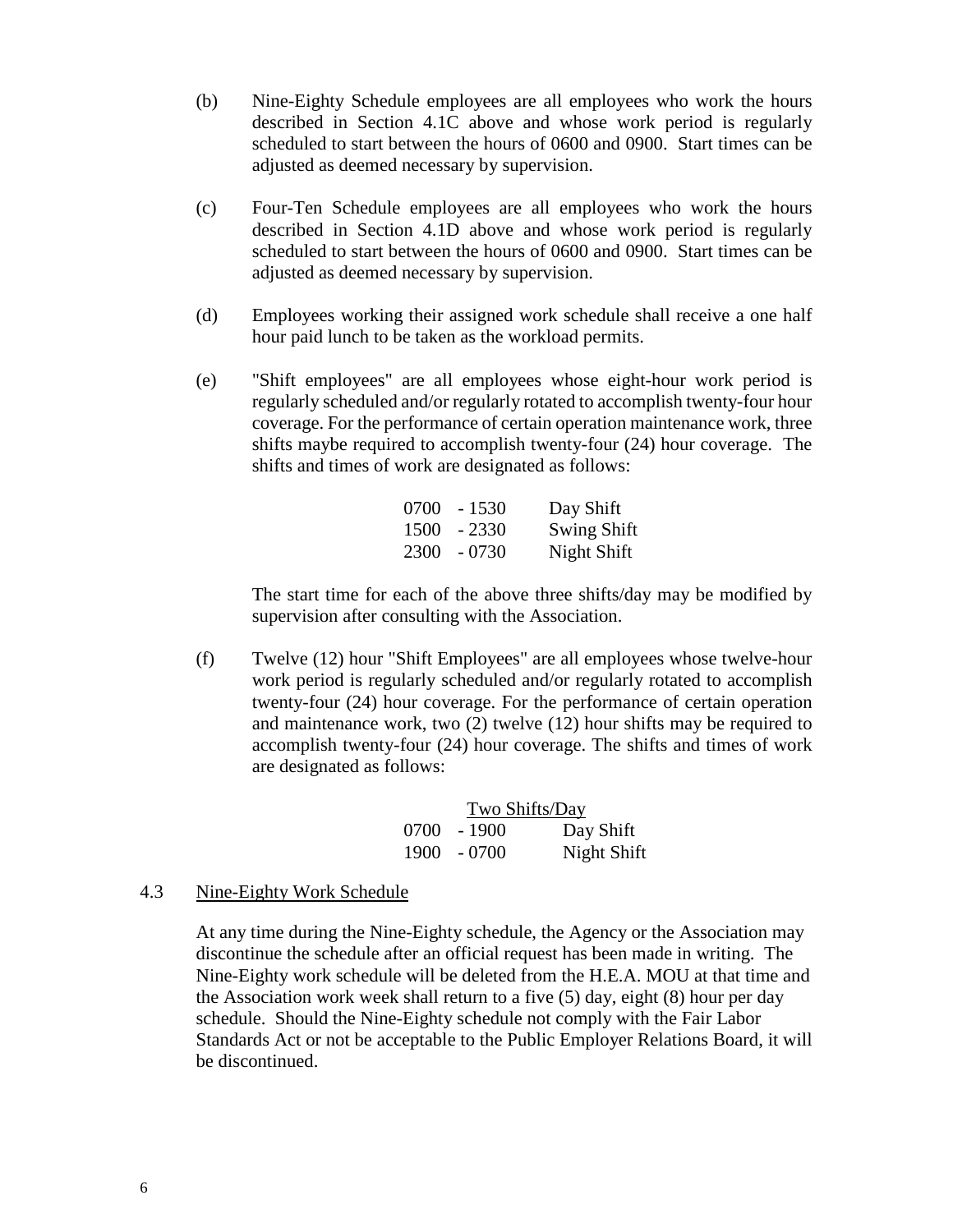(b) Nine-Eighty Schedule employees are all employees who work the hours described in Section 4.1C above and whose work period is regularly scheduled to start between the hours of 0600 and 0900. Start times can be adjusted as deemed necessary by supervision.

(c) Four-Ten Schedule employees are all employees who work the hours described in Section 4.1D above and whose work period is regularly scheduled to start between the hours of 0600 and 0900. Start times can be adjusted as deemed necessary by supervision.

(d) Employees working their assigned work schedule shall receive a one half hour paid lunch to be taken as the workload permits.

(e) "Shift employees" are all employees whose eight-hour work period is regularly scheduled and/or regularly rotated to accomplish twenty-four hour coverage. For the performance of certain operation maintenance work, three shifts maybe required to accomplish twenty-four (24) hour coverage. The shifts and times of work are designated as follows:

| Time | Shift |
|---|---|
| 0700 - 1530 | Day Shift |
| 1500 - 2330 | Swing Shift |
| 2300 - 0730 | Night Shift |

The start time for each of the above three shifts/day may be modified by supervision after consulting with the Association.

(f) Twelve (12) hour "Shift Employees" are all employees whose twelve-hour work period is regularly scheduled and/or regularly rotated to accomplish twenty-four (24) hour coverage. For the performance of certain operation and maintenance work, two (2) twelve (12) hour shifts may be required to accomplish twenty-four (24) hour coverage. The shifts and times of work are designated as follows:

| Two Shifts/Day | |
|---|---|
| 0700 - 1900 | Day Shift |
| 1900 - 0700 | Night Shift |

## 4.3 Nine-Eighty Work Schedule

At any time during the Nine-Eighty schedule, the Agency or the Association may discontinue the schedule after an official request has been made in writing. The Nine-Eighty work schedule will be deleted from the H.E.A. MOU at that time and the Association work week shall return to a five (5) day, eight (8) hour per day schedule. Should the Nine-Eighty schedule not comply with the Fair Labor Standards Act or not be acceptable to the Public Employer Relations Board, it will be discontinued.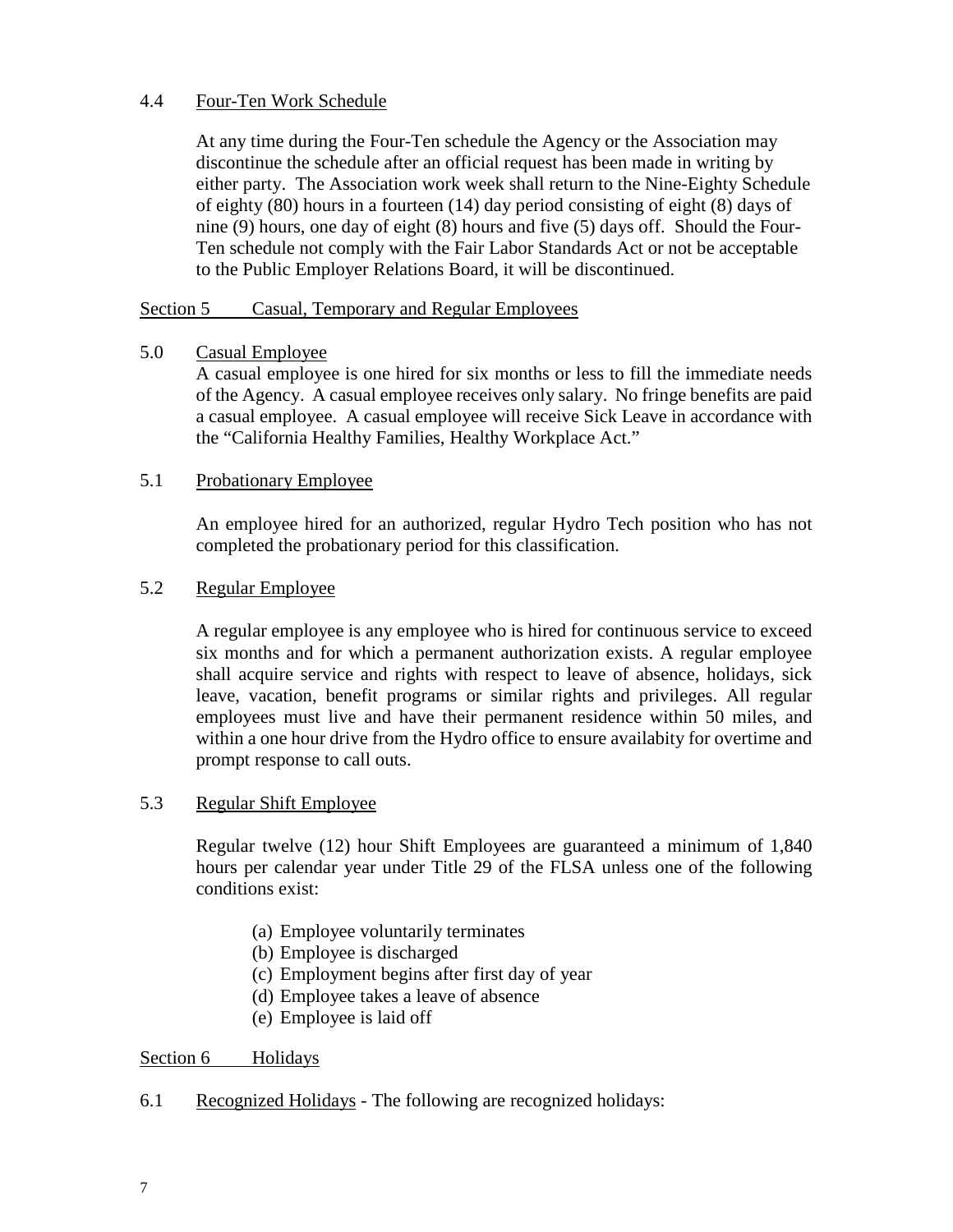4.4 Four-Ten Work Schedule

At any time during the Four-Ten schedule the Agency or the Association may discontinue the schedule after an official request has been made in writing by either party. The Association work week shall return to the Nine-Eighty Schedule of eighty (80) hours in a fourteen (14) day period consisting of eight (8) days of nine (9) hours, one day of eight (8) hours and five (5) days off. Should the Four-Ten schedule not comply with the Fair Labor Standards Act or not be acceptable to the Public Employer Relations Board, it will be discontinued.

## Section 5 Casual, Temporary and Regular Employees

5.0 Casual Employee

A casual employee is one hired for six months or less to fill the immediate needs of the Agency. A casual employee receives only salary. No fringe benefits are paid a casual employee. A casual employee will receive Sick Leave in accordance with the "California Healthy Families, Healthy Workplace Act."

5.1 Probationary Employee

An employee hired for an authorized, regular Hydro Tech position who has not completed the probationary period for this classification.

5.2 Regular Employee

A regular employee is any employee who is hired for continuous service to exceed six months and for which a permanent authorization exists. A regular employee shall acquire service and rights with respect to leave of absence, holidays, sick leave, vacation, benefit programs or similar rights and privileges. All regular employees must live and have their permanent residence within 50 miles, and within a one hour drive from the Hydro office to ensure availabity for overtime and prompt response to call outs.

5.3 Regular Shift Employee

Regular twelve (12) hour Shift Employees are guaranteed a minimum of 1,840 hours per calendar year under Title 29 of the FLSA unless one of the following conditions exist:

(a) Employee voluntarily terminates
(b) Employee is discharged
(c) Employment begins after first day of year
(d) Employee takes a leave of absence
(e) Employee is laid off

## Section 6 Holidays

6.1 Recognized Holidays - The following are recognized holidays: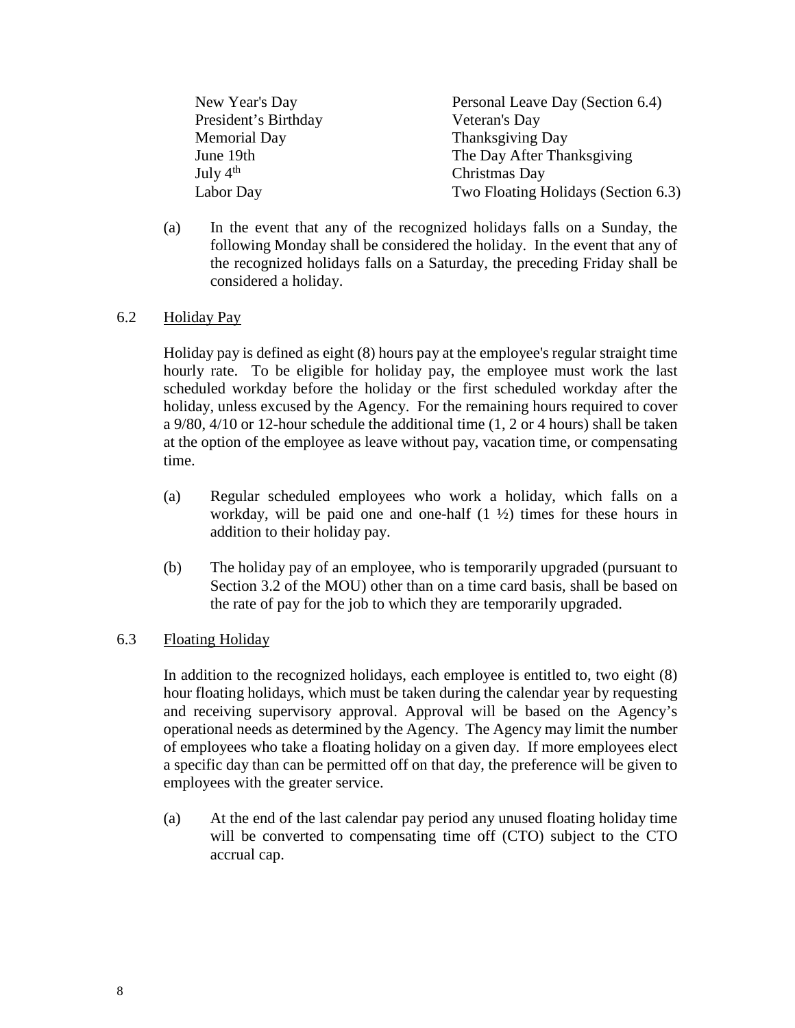| | |
|---|---|
| New Year's Day | Personal Leave Day (Section 6.4) |
| President's Birthday | Veteran's Day |
| Memorial Day | Thanksgiving Day |
| June 19th | The Day After Thanksgiving |
| July 4th | Christmas Day |
| Labor Day | Two Floating Holidays (Section 6.3) |

(a) In the event that any of the recognized holidays falls on a Sunday, the following Monday shall be considered the holiday. In the event that any of the recognized holidays falls on a Saturday, the preceding Friday shall be considered a holiday.

6.2 Holiday Pay

Holiday pay is defined as eight (8) hours pay at the employee's regular straight time hourly rate. To be eligible for holiday pay, the employee must work the last scheduled workday before the holiday or the first scheduled workday after the holiday, unless excused by the Agency. For the remaining hours required to cover a 9/80, 4/10 or 12-hour schedule the additional time (1, 2 or 4 hours) shall be taken at the option of the employee as leave without pay, vacation time, or compensating time.

(a) Regular scheduled employees who work a holiday, which falls on a workday, will be paid one and one-half (1 ½) times for these hours in addition to their holiday pay.

(b) The holiday pay of an employee, who is temporarily upgraded (pursuant to Section 3.2 of the MOU) other than on a time card basis, shall be based on the rate of pay for the job to which they are temporarily upgraded.

6.3 Floating Holiday

In addition to the recognized holidays, each employee is entitled to, two eight (8) hour floating holidays, which must be taken during the calendar year by requesting and receiving supervisory approval. Approval will be based on the Agency's operational needs as determined by the Agency. The Agency may limit the number of employees who take a floating holiday on a given day. If more employees elect a specific day than can be permitted off on that day, the preference will be given to employees with the greater service.

(a) At the end of the last calendar pay period any unused floating holiday time will be converted to compensating time off (CTO) subject to the CTO accrual cap.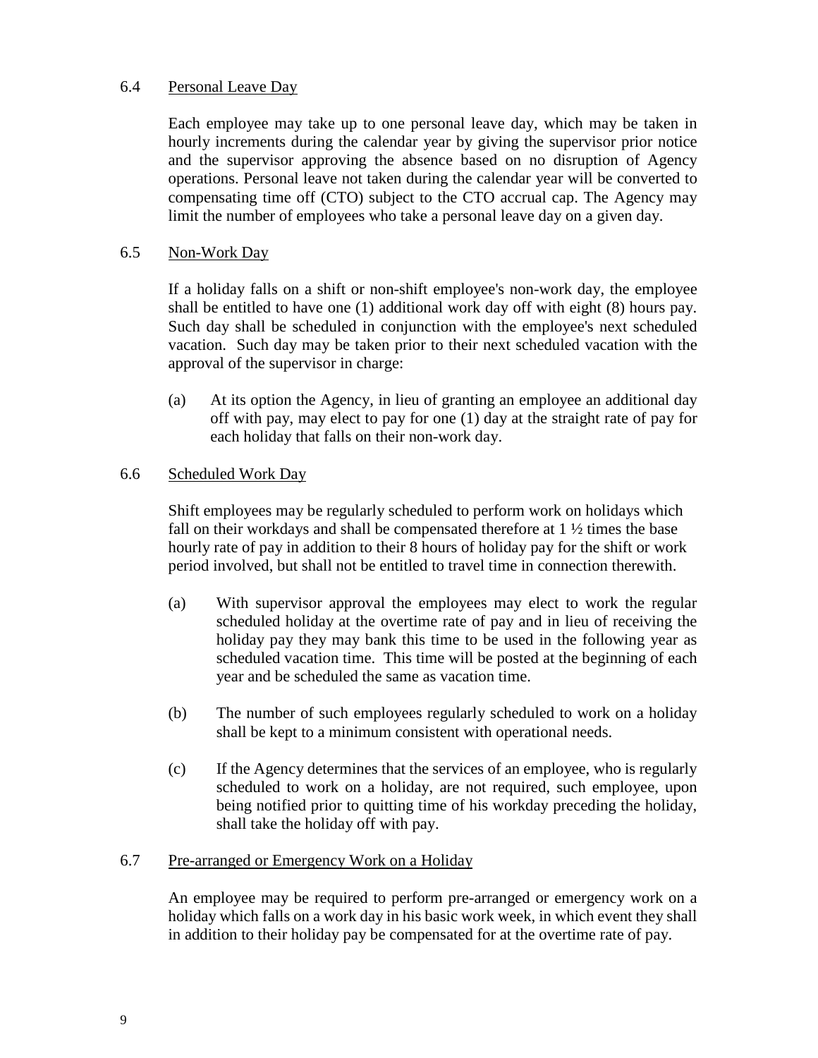### 6.4 Personal Leave Day

Each employee may take up to one personal leave day, which may be taken in hourly increments during the calendar year by giving the supervisor prior notice and the supervisor approving the absence based on no disruption of Agency operations. Personal leave not taken during the calendar year will be converted to compensating time off (CTO) subject to the CTO accrual cap. The Agency may limit the number of employees who take a personal leave day on a given day.

### 6.5 Non-Work Day

If a holiday falls on a shift or non-shift employee's non-work day, the employee shall be entitled to have one (1) additional work day off with eight (8) hours pay. Such day shall be scheduled in conjunction with the employee's next scheduled vacation. Such day may be taken prior to their next scheduled vacation with the approval of the supervisor in charge:

(a) At its option the Agency, in lieu of granting an employee an additional day off with pay, may elect to pay for one (1) day at the straight rate of pay for each holiday that falls on their non-work day.

### 6.6 Scheduled Work Day

Shift employees may be regularly scheduled to perform work on holidays which fall on their workdays and shall be compensated therefore at 1 ½ times the base hourly rate of pay in addition to their 8 hours of holiday pay for the shift or work period involved, but shall not be entitled to travel time in connection therewith.

(a) With supervisor approval the employees may elect to work the regular scheduled holiday at the overtime rate of pay and in lieu of receiving the holiday pay they may bank this time to be used in the following year as scheduled vacation time. This time will be posted at the beginning of each year and be scheduled the same as vacation time.

(b) The number of such employees regularly scheduled to work on a holiday shall be kept to a minimum consistent with operational needs.

(c) If the Agency determines that the services of an employee, who is regularly scheduled to work on a holiday, are not required, such employee, upon being notified prior to quitting time of his workday preceding the holiday, shall take the holiday off with pay.

### 6.7 Pre-arranged or Emergency Work on a Holiday

An employee may be required to perform pre-arranged or emergency work on a holiday which falls on a work day in his basic work week, in which event they shall in addition to their holiday pay be compensated for at the overtime rate of pay.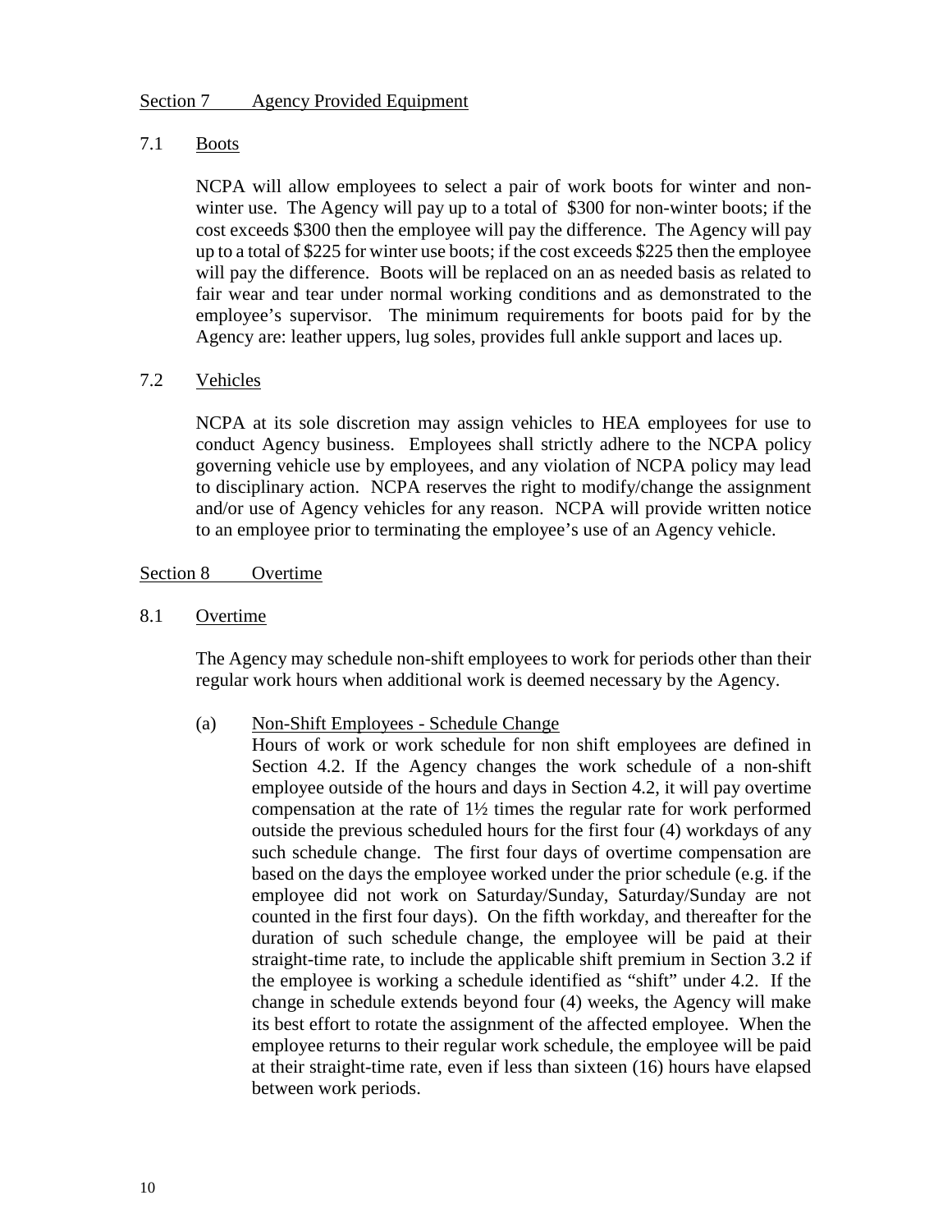## Section 7 Agency Provided Equipment

### 7.1 Boots

NCPA will allow employees to select a pair of work boots for winter and non-winter use. The Agency will pay up to a total of $300 for non-winter boots; if the cost exceeds $300 then the employee will pay the difference. The Agency will pay up to a total of $225 for winter use boots; if the cost exceeds $225 then the employee will pay the difference. Boots will be replaced on an as needed basis as related to fair wear and tear under normal working conditions and as demonstrated to the employee's supervisor. The minimum requirements for boots paid for by the Agency are: leather uppers, lug soles, provides full ankle support and laces up.

### 7.2 Vehicles

NCPA at its sole discretion may assign vehicles to HEA employees for use to conduct Agency business. Employees shall strictly adhere to the NCPA policy governing vehicle use by employees, and any violation of NCPA policy may lead to disciplinary action. NCPA reserves the right to modify/change the assignment and/or use of Agency vehicles for any reason. NCPA will provide written notice to an employee prior to terminating the employee's use of an Agency vehicle.

## Section 8 Overtime

### 8.1 Overtime

The Agency may schedule non-shift employees to work for periods other than their regular work hours when additional work is deemed necessary by the Agency.

(a) Non-Shift Employees - Schedule Change

Hours of work or work schedule for non shift employees are defined in Section 4.2. If the Agency changes the work schedule of a non-shift employee outside of the hours and days in Section 4.2, it will pay overtime compensation at the rate of 1½ times the regular rate for work performed outside the previous scheduled hours for the first four (4) workdays of any such schedule change. The first four days of overtime compensation are based on the days the employee worked under the prior schedule (e.g. if the employee did not work on Saturday/Sunday, Saturday/Sunday are not counted in the first four days). On the fifth workday, and thereafter for the duration of such schedule change, the employee will be paid at their straight-time rate, to include the applicable shift premium in Section 3.2 if the employee is working a schedule identified as "shift" under 4.2. If the change in schedule extends beyond four (4) weeks, the Agency will make its best effort to rotate the assignment of the affected employee. When the employee returns to their regular work schedule, the employee will be paid at their straight-time rate, even if less than sixteen (16) hours have elapsed between work periods.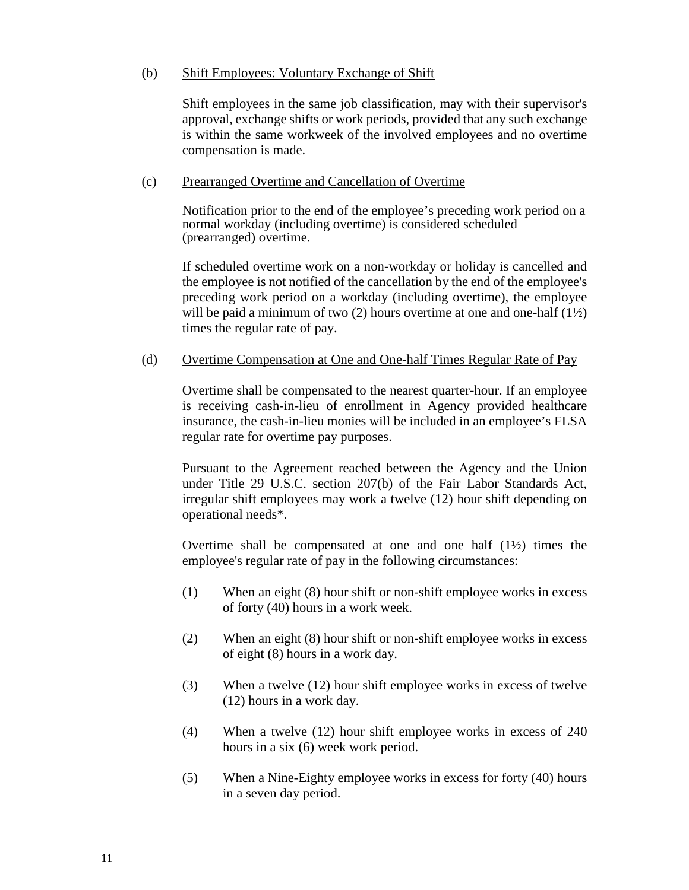(b) Shift Employees: Voluntary Exchange of Shift

Shift employees in the same job classification, may with their supervisor's approval, exchange shifts or work periods, provided that any such exchange is within the same workweek of the involved employees and no overtime compensation is made.

(c) Prearranged Overtime and Cancellation of Overtime

Notification prior to the end of the employee's preceding work period on a normal workday (including overtime) is considered scheduled (prearranged) overtime.

If scheduled overtime work on a non-workday or holiday is cancelled and the employee is not notified of the cancellation by the end of the employee's preceding work period on a workday (including overtime), the employee will be paid a minimum of two (2) hours overtime at one and one-half (1½) times the regular rate of pay.

(d) Overtime Compensation at One and One-half Times Regular Rate of Pay

Overtime shall be compensated to the nearest quarter-hour. If an employee is receiving cash-in-lieu of enrollment in Agency provided healthcare insurance, the cash-in-lieu monies will be included in an employee's FLSA regular rate for overtime pay purposes.

Pursuant to the Agreement reached between the Agency and the Union under Title 29 U.S.C. section 207(b) of the Fair Labor Standards Act, irregular shift employees may work a twelve (12) hour shift depending on operational needs*.

Overtime shall be compensated at one and one half (1½) times the employee's regular rate of pay in the following circumstances:

(1) When an eight (8) hour shift or non-shift employee works in excess of forty (40) hours in a work week.

(2) When an eight (8) hour shift or non-shift employee works in excess of eight (8) hours in a work day.

(3) When a twelve (12) hour shift employee works in excess of twelve (12) hours in a work day.

(4) When a twelve (12) hour shift employee works in excess of 240 hours in a six (6) week work period.

(5) When a Nine-Eighty employee works in excess for forty (40) hours in a seven day period.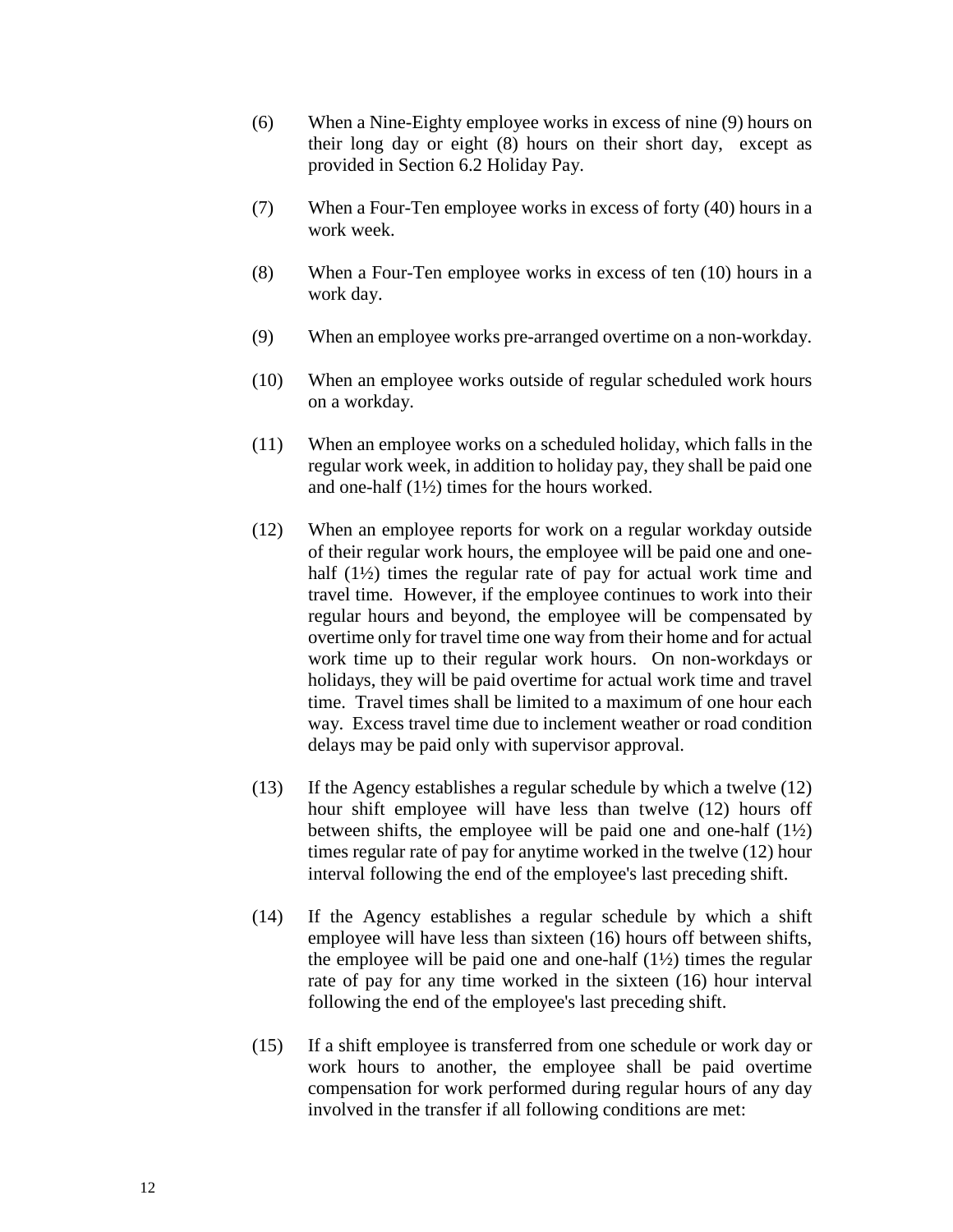(6) When a Nine-Eighty employee works in excess of nine (9) hours on their long day or eight (8) hours on their short day, except as provided in Section 6.2 Holiday Pay.

(7) When a Four-Ten employee works in excess of forty (40) hours in a work week.

(8) When a Four-Ten employee works in excess of ten (10) hours in a work day.

(9) When an employee works pre-arranged overtime on a non-workday.

(10) When an employee works outside of regular scheduled work hours on a workday.

(11) When an employee works on a scheduled holiday, which falls in the regular work week, in addition to holiday pay, they shall be paid one and one-half (1½) times for the hours worked.

(12) When an employee reports for work on a regular workday outside of their regular work hours, the employee will be paid one and one-half (1½) times the regular rate of pay for actual work time and travel time. However, if the employee continues to work into their regular hours and beyond, the employee will be compensated by overtime only for travel time one way from their home and for actual work time up to their regular work hours. On non-workdays or holidays, they will be paid overtime for actual work time and travel time. Travel times shall be limited to a maximum of one hour each way. Excess travel time due to inclement weather or road condition delays may be paid only with supervisor approval.

(13) If the Agency establishes a regular schedule by which a twelve (12) hour shift employee will have less than twelve (12) hours off between shifts, the employee will be paid one and one-half (1½) times regular rate of pay for anytime worked in the twelve (12) hour interval following the end of the employee's last preceding shift.

(14) If the Agency establishes a regular schedule by which a shift employee will have less than sixteen (16) hours off between shifts, the employee will be paid one and one-half (1½) times the regular rate of pay for any time worked in the sixteen (16) hour interval following the end of the employee's last preceding shift.

(15) If a shift employee is transferred from one schedule or work day or work hours to another, the employee shall be paid overtime compensation for work performed during regular hours of any day involved in the transfer if all following conditions are met: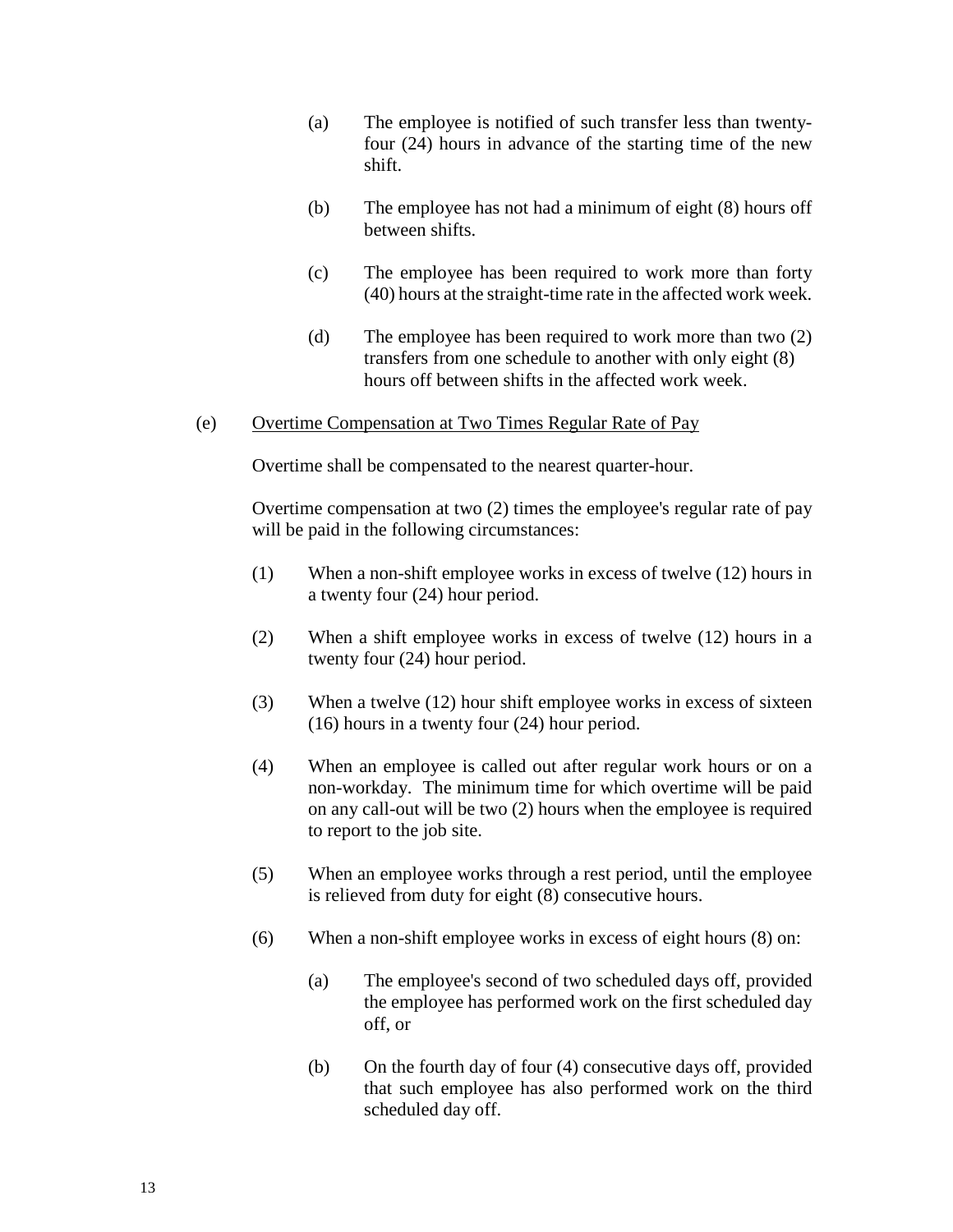(a) The employee is notified of such transfer less than twenty-four (24) hours in advance of the starting time of the new shift.

(b) The employee has not had a minimum of eight (8) hours off between shifts.

(c) The employee has been required to work more than forty (40) hours at the straight-time rate in the affected work week.

(d) The employee has been required to work more than two (2) transfers from one schedule to another with only eight (8) hours off between shifts in the affected work week.

(e) <u>Overtime Compensation at Two Times Regular Rate of Pay</u>

Overtime shall be compensated to the nearest quarter-hour.

Overtime compensation at two (2) times the employee's regular rate of pay will be paid in the following circumstances:

(1) When a non-shift employee works in excess of twelve (12) hours in a twenty four (24) hour period.

(2) When a shift employee works in excess of twelve (12) hours in a twenty four (24) hour period.

(3) When a twelve (12) hour shift employee works in excess of sixteen (16) hours in a twenty four (24) hour period.

(4) When an employee is called out after regular work hours or on a non-workday. The minimum time for which overtime will be paid on any call-out will be two (2) hours when the employee is required to report to the job site.

(5) When an employee works through a rest period, until the employee is relieved from duty for eight (8) consecutive hours.

(6) When a non-shift employee works in excess of eight hours (8) on:

(a) The employee's second of two scheduled days off, provided the employee has performed work on the first scheduled day off, or

(b) On the fourth day of four (4) consecutive days off, provided that such employee has also performed work on the third scheduled day off.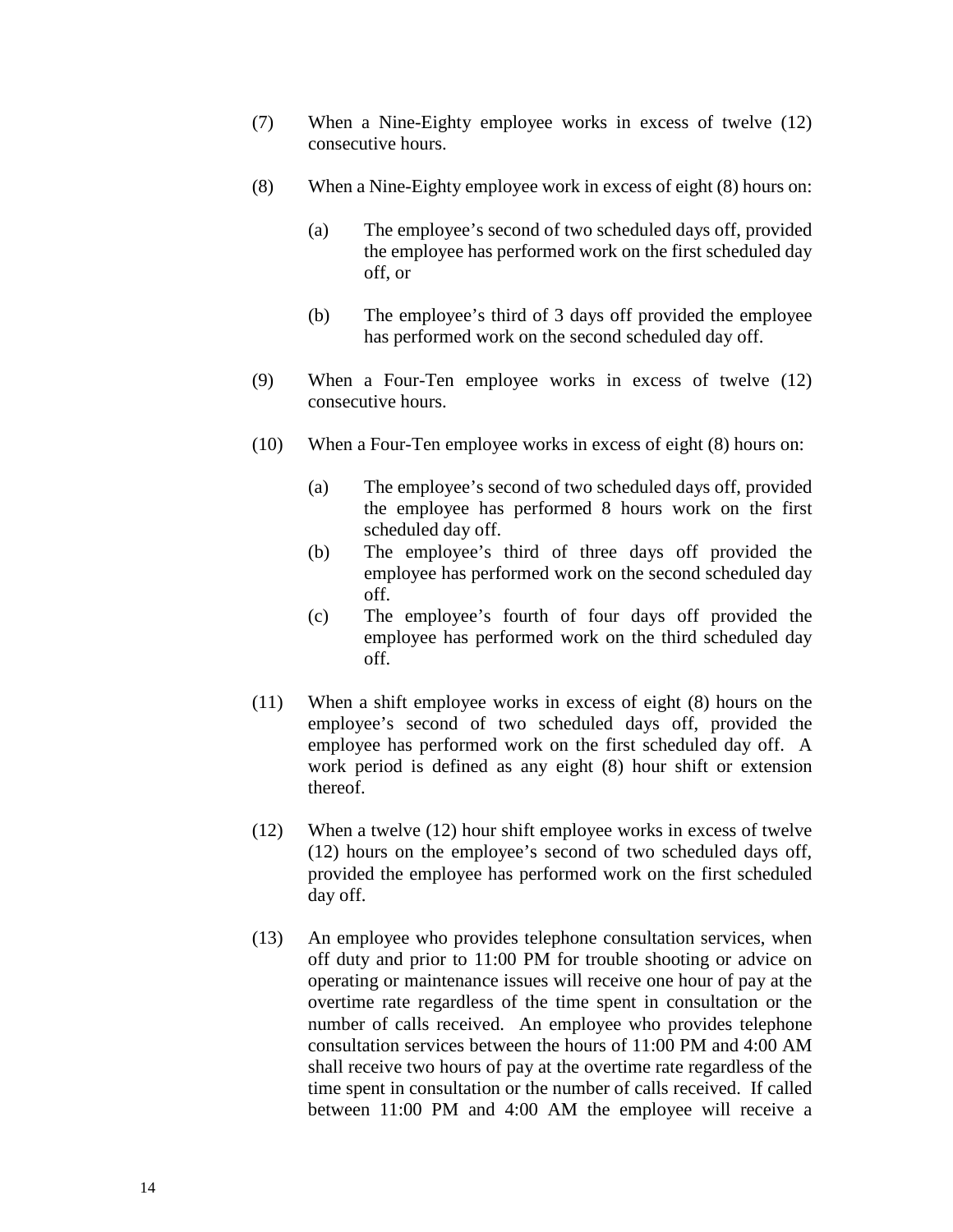(7) When a Nine-Eighty employee works in excess of twelve (12) consecutive hours.

(8) When a Nine-Eighty employee work in excess of eight (8) hours on:

  (a) The employee's second of two scheduled days off, provided the employee has performed work on the first scheduled day off, or

  (b) The employee's third of 3 days off provided the employee has performed work on the second scheduled day off.

(9) When a Four-Ten employee works in excess of twelve (12) consecutive hours.

(10) When a Four-Ten employee works in excess of eight (8) hours on:

  (a) The employee's second of two scheduled days off, provided the employee has performed 8 hours work on the first scheduled day off.
  (b) The employee's third of three days off provided the employee has performed work on the second scheduled day off.
  (c) The employee's fourth of four days off provided the employee has performed work on the third scheduled day off.

(11) When a shift employee works in excess of eight (8) hours on the employee's second of two scheduled days off, provided the employee has performed work on the first scheduled day off. A work period is defined as any eight (8) hour shift or extension thereof.

(12) When a twelve (12) hour shift employee works in excess of twelve (12) hours on the employee's second of two scheduled days off, provided the employee has performed work on the first scheduled day off.

(13) An employee who provides telephone consultation services, when off duty and prior to 11:00 PM for trouble shooting or advice on operating or maintenance issues will receive one hour of pay at the overtime rate regardless of the time spent in consultation or the number of calls received. An employee who provides telephone consultation services between the hours of 11:00 PM and 4:00 AM shall receive two hours of pay at the overtime rate regardless of the time spent in consultation or the number of calls received. If called between 11:00 PM and 4:00 AM the employee will receive a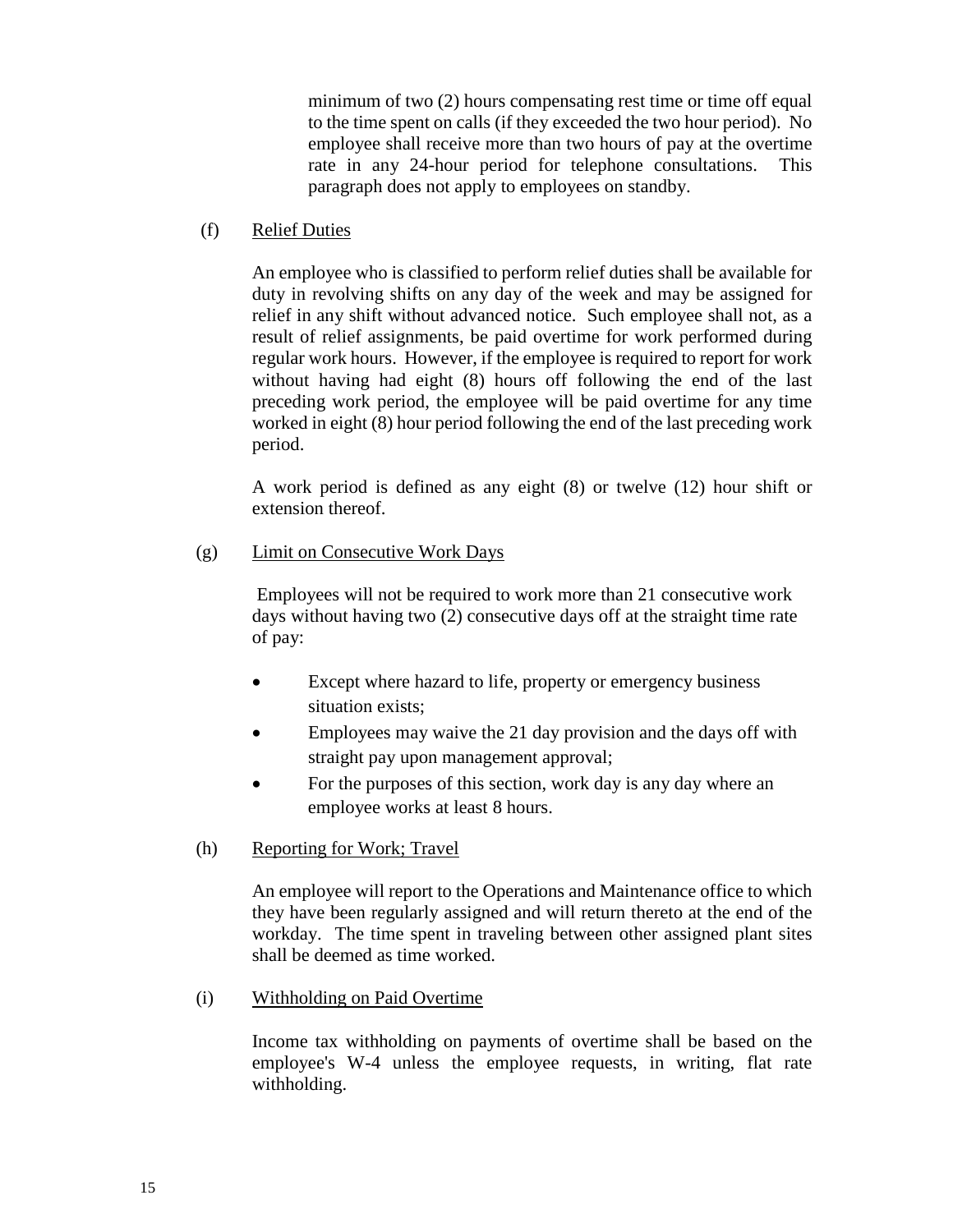minimum of two (2) hours compensating rest time or time off equal to the time spent on calls (if they exceeded the two hour period). No employee shall receive more than two hours of pay at the overtime rate in any 24-hour period for telephone consultations. This paragraph does not apply to employees on standby.

(f) Relief Duties

An employee who is classified to perform relief duties shall be available for duty in revolving shifts on any day of the week and may be assigned for relief in any shift without advanced notice. Such employee shall not, as a result of relief assignments, be paid overtime for work performed during regular work hours. However, if the employee is required to report for work without having had eight (8) hours off following the end of the last preceding work period, the employee will be paid overtime for any time worked in eight (8) hour period following the end of the last preceding work period.

A work period is defined as any eight (8) or twelve (12) hour shift or extension thereof.

(g) Limit on Consecutive Work Days

Employees will not be required to work more than 21 consecutive work days without having two (2) consecutive days off at the straight time rate of pay:

- Except where hazard to life, property or emergency business situation exists;
- Employees may waive the 21 day provision and the days off with straight pay upon management approval;
- For the purposes of this section, work day is any day where an employee works at least 8 hours.

(h) Reporting for Work; Travel

An employee will report to the Operations and Maintenance office to which they have been regularly assigned and will return thereto at the end of the workday. The time spent in traveling between other assigned plant sites shall be deemed as time worked.

(i) Withholding on Paid Overtime

Income tax withholding on payments of overtime shall be based on the employee's W-4 unless the employee requests, in writing, flat rate withholding.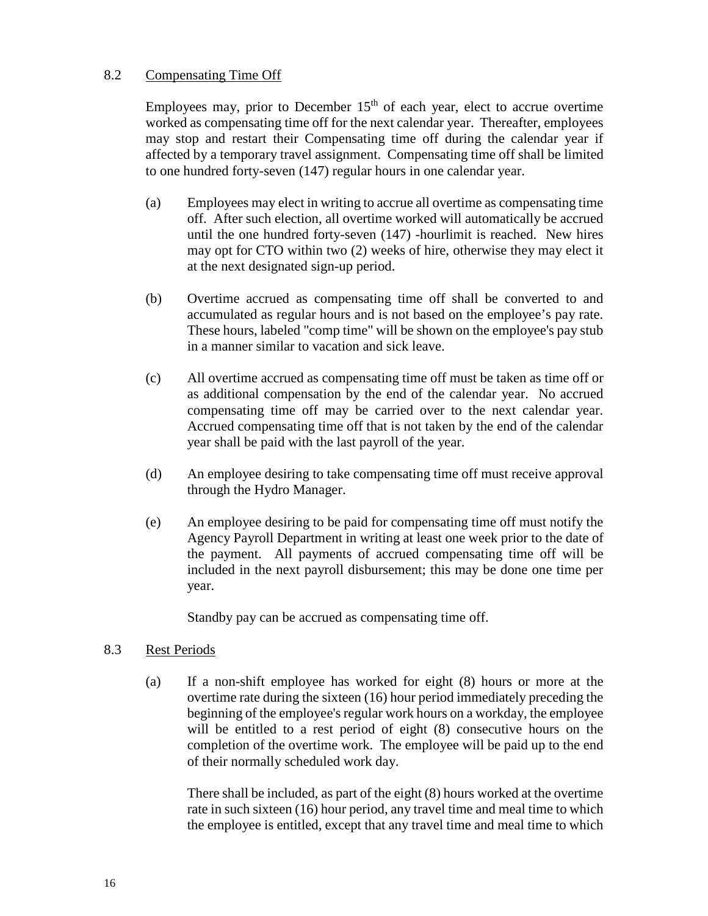8.2 Compensating Time Off

Employees may, prior to December 15th of each year, elect to accrue overtime worked as compensating time off for the next calendar year. Thereafter, employees may stop and restart their Compensating time off during the calendar year if affected by a temporary travel assignment. Compensating time off shall be limited to one hundred forty-seven (147) regular hours in one calendar year.

(a) Employees may elect in writing to accrue all overtime as compensating time off. After such election, all overtime worked will automatically be accrued until the one hundred forty-seven (147) -hourlimit is reached. New hires may opt for CTO within two (2) weeks of hire, otherwise they may elect it at the next designated sign-up period.

(b) Overtime accrued as compensating time off shall be converted to and accumulated as regular hours and is not based on the employee's pay rate. These hours, labeled "comp time" will be shown on the employee's pay stub in a manner similar to vacation and sick leave.

(c) All overtime accrued as compensating time off must be taken as time off or as additional compensation by the end of the calendar year. No accrued compensating time off may be carried over to the next calendar year. Accrued compensating time off that is not taken by the end of the calendar year shall be paid with the last payroll of the year.

(d) An employee desiring to take compensating time off must receive approval through the Hydro Manager.

(e) An employee desiring to be paid for compensating time off must notify the Agency Payroll Department in writing at least one week prior to the date of the payment. All payments of accrued compensating time off will be included in the next payroll disbursement; this may be done one time per year.

Standby pay can be accrued as compensating time off.

8.3 Rest Periods

(a) If a non-shift employee has worked for eight (8) hours or more at the overtime rate during the sixteen (16) hour period immediately preceding the beginning of the employee's regular work hours on a workday, the employee will be entitled to a rest period of eight (8) consecutive hours on the completion of the overtime work. The employee will be paid up to the end of their normally scheduled work day.

There shall be included, as part of the eight (8) hours worked at the overtime rate in such sixteen (16) hour period, any travel time and meal time to which the employee is entitled, except that any travel time and meal time to which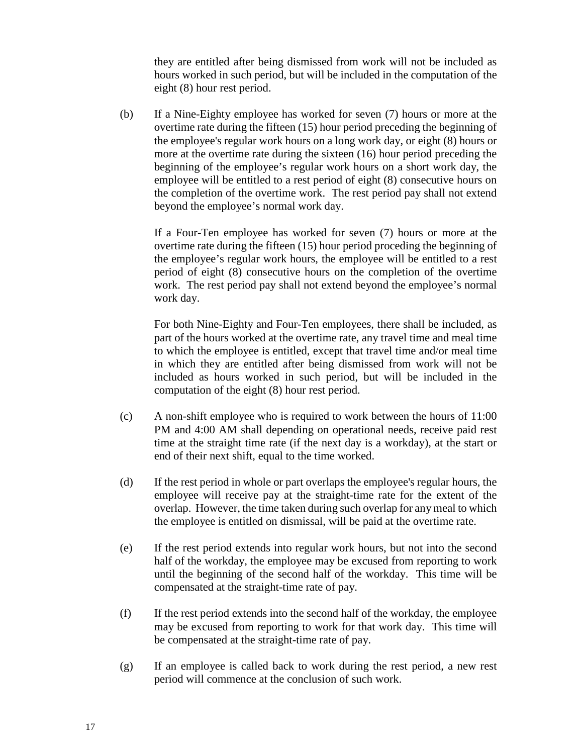they are entitled after being dismissed from work will not be included as hours worked in such period, but will be included in the computation of the eight (8) hour rest period.

(b) If a Nine-Eighty employee has worked for seven (7) hours or more at the overtime rate during the fifteen (15) hour period preceding the beginning of the employee's regular work hours on a long work day, or eight (8) hours or more at the overtime rate during the sixteen (16) hour period preceding the beginning of the employee's regular work hours on a short work day, the employee will be entitled to a rest period of eight (8) consecutive hours on the completion of the overtime work. The rest period pay shall not extend beyond the employee's normal work day.

If a Four-Ten employee has worked for seven (7) hours or more at the overtime rate during the fifteen (15) hour period proceding the beginning of the employee's regular work hours, the employee will be entitled to a rest period of eight (8) consecutive hours on the completion of the overtime work. The rest period pay shall not extend beyond the employee's normal work day.

For both Nine-Eighty and Four-Ten employees, there shall be included, as part of the hours worked at the overtime rate, any travel time and meal time to which the employee is entitled, except that travel time and/or meal time in which they are entitled after being dismissed from work will not be included as hours worked in such period, but will be included in the computation of the eight (8) hour rest period.

(c) A non-shift employee who is required to work between the hours of 11:00 PM and 4:00 AM shall depending on operational needs, receive paid rest time at the straight time rate (if the next day is a workday), at the start or end of their next shift, equal to the time worked.

(d) If the rest period in whole or part overlaps the employee's regular hours, the employee will receive pay at the straight-time rate for the extent of the overlap. However, the time taken during such overlap for any meal to which the employee is entitled on dismissal, will be paid at the overtime rate.

(e) If the rest period extends into regular work hours, but not into the second half of the workday, the employee may be excused from reporting to work until the beginning of the second half of the workday. This time will be compensated at the straight-time rate of pay.

(f) If the rest period extends into the second half of the workday, the employee may be excused from reporting to work for that work day. This time will be compensated at the straight-time rate of pay.

(g) If an employee is called back to work during the rest period, a new rest period will commence at the conclusion of such work.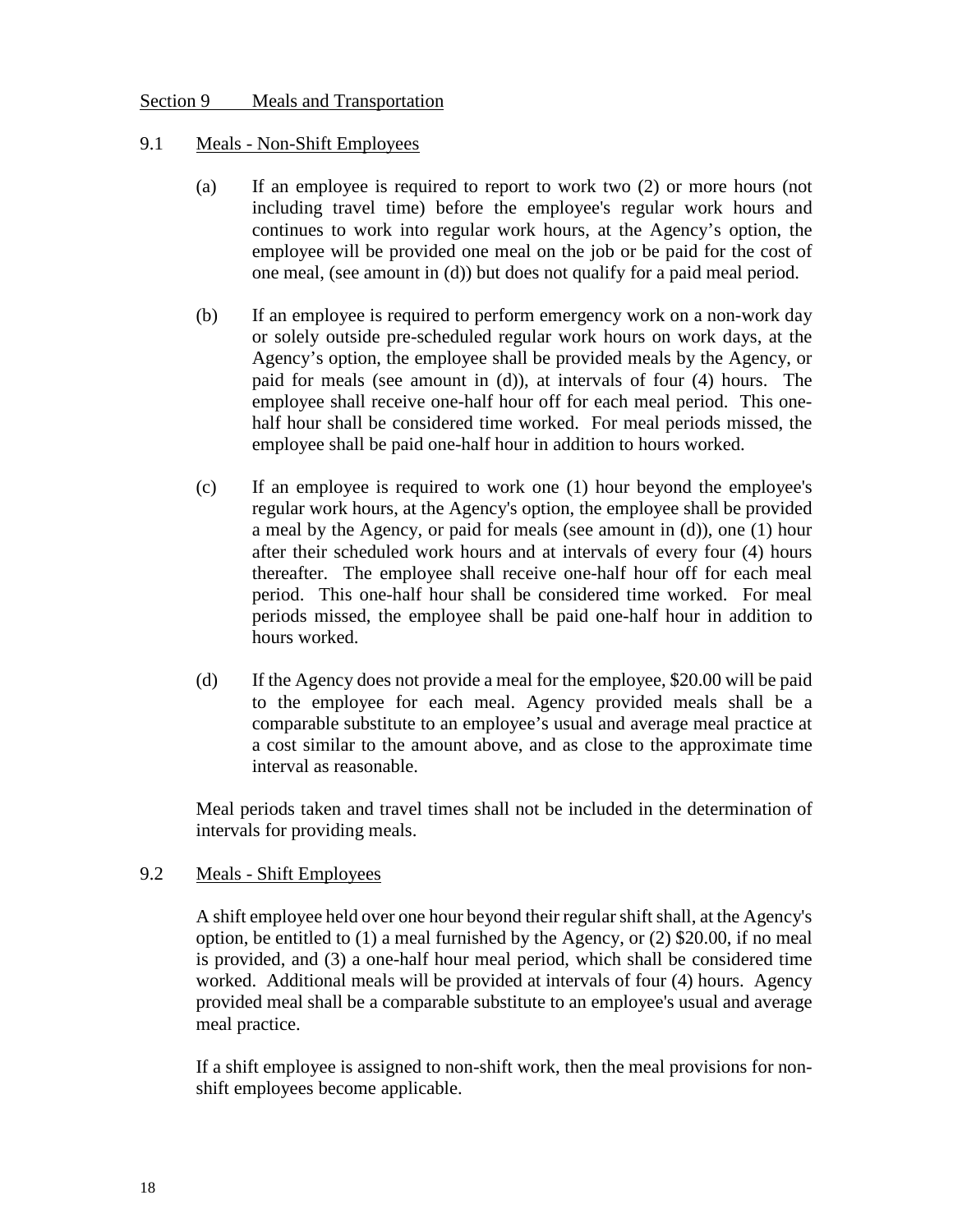## Section 9 Meals and Transportation

### 9.1 Meals - Non-Shift Employees

(a) If an employee is required to report to work two (2) or more hours (not including travel time) before the employee's regular work hours and continues to work into regular work hours, at the Agency's option, the employee will be provided one meal on the job or be paid for the cost of one meal, (see amount in (d)) but does not qualify for a paid meal period.

(b) If an employee is required to perform emergency work on a non-work day or solely outside pre-scheduled regular work hours on work days, at the Agency's option, the employee shall be provided meals by the Agency, or paid for meals (see amount in (d)), at intervals of four (4) hours. The employee shall receive one-half hour off for each meal period. This one-half hour shall be considered time worked. For meal periods missed, the employee shall be paid one-half hour in addition to hours worked.

(c) If an employee is required to work one (1) hour beyond the employee's regular work hours, at the Agency's option, the employee shall be provided a meal by the Agency, or paid for meals (see amount in (d)), one (1) hour after their scheduled work hours and at intervals of every four (4) hours thereafter. The employee shall receive one-half hour off for each meal period. This one-half hour shall be considered time worked. For meal periods missed, the employee shall be paid one-half hour in addition to hours worked.

(d) If the Agency does not provide a meal for the employee, \$20.00 will be paid to the employee for each meal. Agency provided meals shall be a comparable substitute to an employee's usual and average meal practice at a cost similar to the amount above, and as close to the approximate time interval as reasonable.

Meal periods taken and travel times shall not be included in the determination of intervals for providing meals.

### 9.2 Meals - Shift Employees

A shift employee held over one hour beyond their regular shift shall, at the Agency's option, be entitled to (1) a meal furnished by the Agency, or (2) \$20.00, if no meal is provided, and (3) a one-half hour meal period, which shall be considered time worked. Additional meals will be provided at intervals of four (4) hours. Agency provided meal shall be a comparable substitute to an employee's usual and average meal practice.

If a shift employee is assigned to non-shift work, then the meal provisions for non-shift employees become applicable.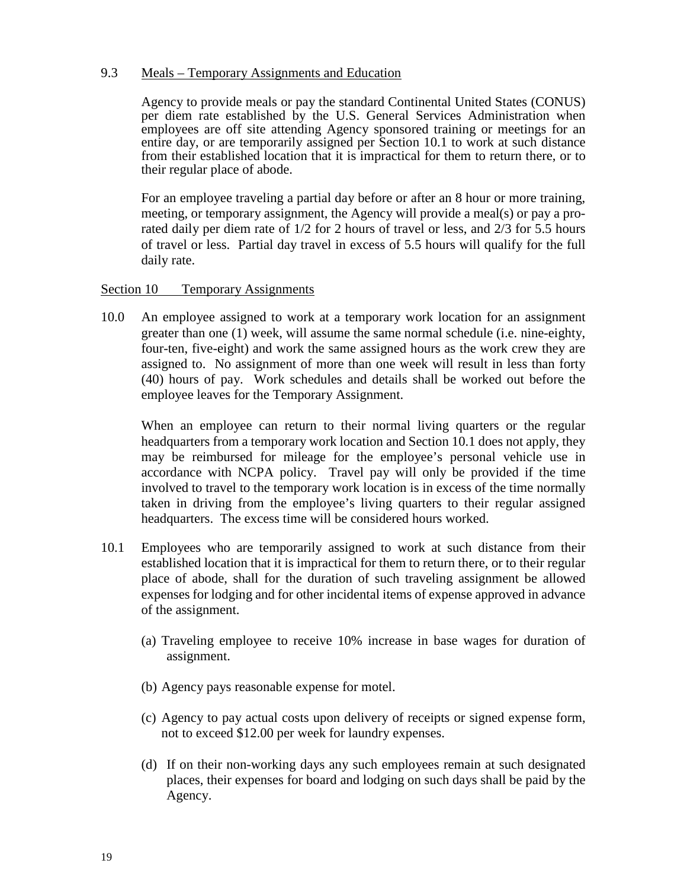### 9.3 Meals – Temporary Assignments and Education

Agency to provide meals or pay the standard Continental United States (CONUS) per diem rate established by the U.S. General Services Administration when employees are off site attending Agency sponsored training or meetings for an entire day, or are temporarily assigned per Section 10.1 to work at such distance from their established location that it is impractical for them to return there, or to their regular place of abode.

For an employee traveling a partial day before or after an 8 hour or more training, meeting, or temporary assignment, the Agency will provide a meal(s) or pay a pro-rated daily per diem rate of 1/2 for 2 hours of travel or less, and 2/3 for 5.5 hours of travel or less. Partial day travel in excess of 5.5 hours will qualify for the full daily rate.

## Section 10 Temporary Assignments

10.0 An employee assigned to work at a temporary work location for an assignment greater than one (1) week, will assume the same normal schedule (i.e. nine-eighty, four-ten, five-eight) and work the same assigned hours as the work crew they are assigned to. No assignment of more than one week will result in less than forty (40) hours of pay. Work schedules and details shall be worked out before the employee leaves for the Temporary Assignment.

When an employee can return to their normal living quarters or the regular headquarters from a temporary work location and Section 10.1 does not apply, they may be reimbursed for mileage for the employee's personal vehicle use in accordance with NCPA policy. Travel pay will only be provided if the time involved to travel to the temporary work location is in excess of the time normally taken in driving from the employee's living quarters to their regular assigned headquarters. The excess time will be considered hours worked.

10.1 Employees who are temporarily assigned to work at such distance from their established location that it is impractical for them to return there, or to their regular place of abode, shall for the duration of such traveling assignment be allowed expenses for lodging and for other incidental items of expense approved in advance of the assignment.

(a) Traveling employee to receive 10% increase in base wages for duration of assignment.

(b) Agency pays reasonable expense for motel.

(c) Agency to pay actual costs upon delivery of receipts or signed expense form, not to exceed $12.00 per week for laundry expenses.

(d) If on their non-working days any such employees remain at such designated places, their expenses for board and lodging on such days shall be paid by the Agency.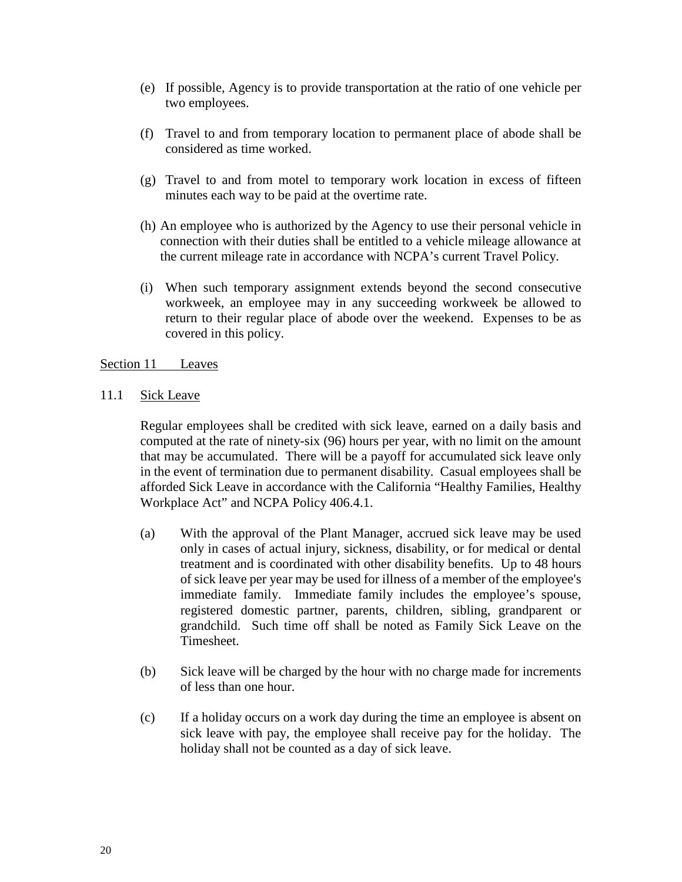(e) If possible, Agency is to provide transportation at the ratio of one vehicle per two employees.

(f) Travel to and from temporary location to permanent place of abode shall be considered as time worked.

(g) Travel to and from motel to temporary work location in excess of fifteen minutes each way to be paid at the overtime rate.

(h) An employee who is authorized by the Agency to use their personal vehicle in connection with their duties shall be entitled to a vehicle mileage allowance at the current mileage rate in accordance with NCPA's current Travel Policy.

(i) When such temporary assignment extends beyond the second consecutive workweek, an employee may in any succeeding workweek be allowed to return to their regular place of abode over the weekend. Expenses to be as covered in this policy.

## Section 11 Leaves

### 11.1 Sick Leave

Regular employees shall be credited with sick leave, earned on a daily basis and computed at the rate of ninety-six (96) hours per year, with no limit on the amount that may be accumulated. There will be a payoff for accumulated sick leave only in the event of termination due to permanent disability. Casual employees shall be afforded Sick Leave in accordance with the California "Healthy Families, Healthy Workplace Act" and NCPA Policy 406.4.1.

(a) With the approval of the Plant Manager, accrued sick leave may be used only in cases of actual injury, sickness, disability, or for medical or dental treatment and is coordinated with other disability benefits. Up to 48 hours of sick leave per year may be used for illness of a member of the employee's immediate family. Immediate family includes the employee's spouse, registered domestic partner, parents, children, sibling, grandparent or grandchild. Such time off shall be noted as Family Sick Leave on the Timesheet.

(b) Sick leave will be charged by the hour with no charge made for increments of less than one hour.

(c) If a holiday occurs on a work day during the time an employee is absent on sick leave with pay, the employee shall receive pay for the holiday. The holiday shall not be counted as a day of sick leave.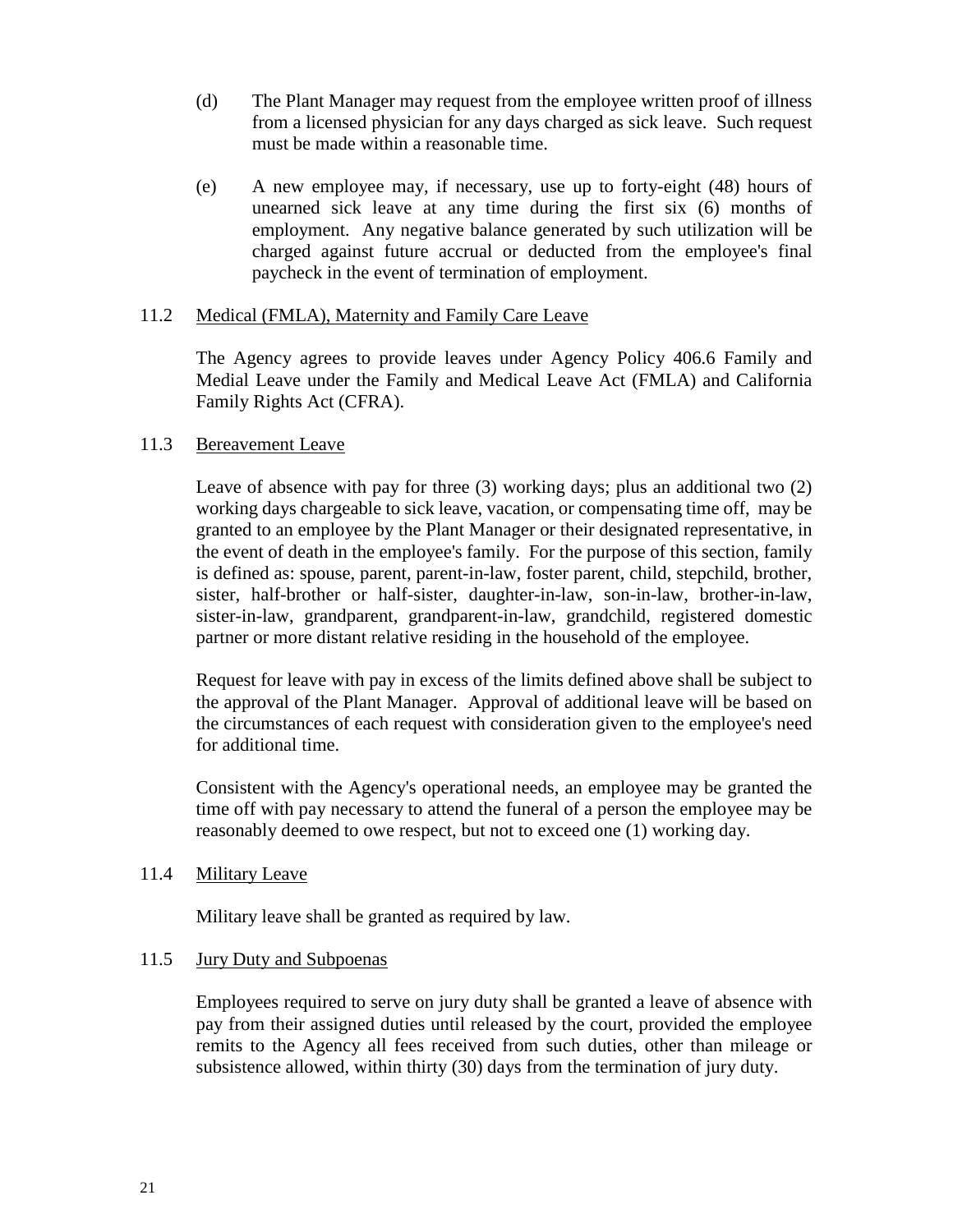(d) The Plant Manager may request from the employee written proof of illness from a licensed physician for any days charged as sick leave. Such request must be made within a reasonable time.

(e) A new employee may, if necessary, use up to forty-eight (48) hours of unearned sick leave at any time during the first six (6) months of employment. Any negative balance generated by such utilization will be charged against future accrual or deducted from the employee's final paycheck in the event of termination of employment.

11.2 Medical (FMLA), Maternity and Family Care Leave

The Agency agrees to provide leaves under Agency Policy 406.6 Family and Medial Leave under the Family and Medical Leave Act (FMLA) and California Family Rights Act (CFRA).

11.3 Bereavement Leave

Leave of absence with pay for three (3) working days; plus an additional two (2) working days chargeable to sick leave, vacation, or compensating time off, may be granted to an employee by the Plant Manager or their designated representative, in the event of death in the employee's family. For the purpose of this section, family is defined as: spouse, parent, parent-in-law, foster parent, child, stepchild, brother, sister, half-brother or half-sister, daughter-in-law, son-in-law, brother-in-law, sister-in-law, grandparent, grandparent-in-law, grandchild, registered domestic partner or more distant relative residing in the household of the employee.

Request for leave with pay in excess of the limits defined above shall be subject to the approval of the Plant Manager. Approval of additional leave will be based on the circumstances of each request with consideration given to the employee's need for additional time.

Consistent with the Agency's operational needs, an employee may be granted the time off with pay necessary to attend the funeral of a person the employee may be reasonably deemed to owe respect, but not to exceed one (1) working day.

11.4 Military Leave

Military leave shall be granted as required by law.

11.5 Jury Duty and Subpoenas

Employees required to serve on jury duty shall be granted a leave of absence with pay from their assigned duties until released by the court, provided the employee remits to the Agency all fees received from such duties, other than mileage or subsistence allowed, within thirty (30) days from the termination of jury duty.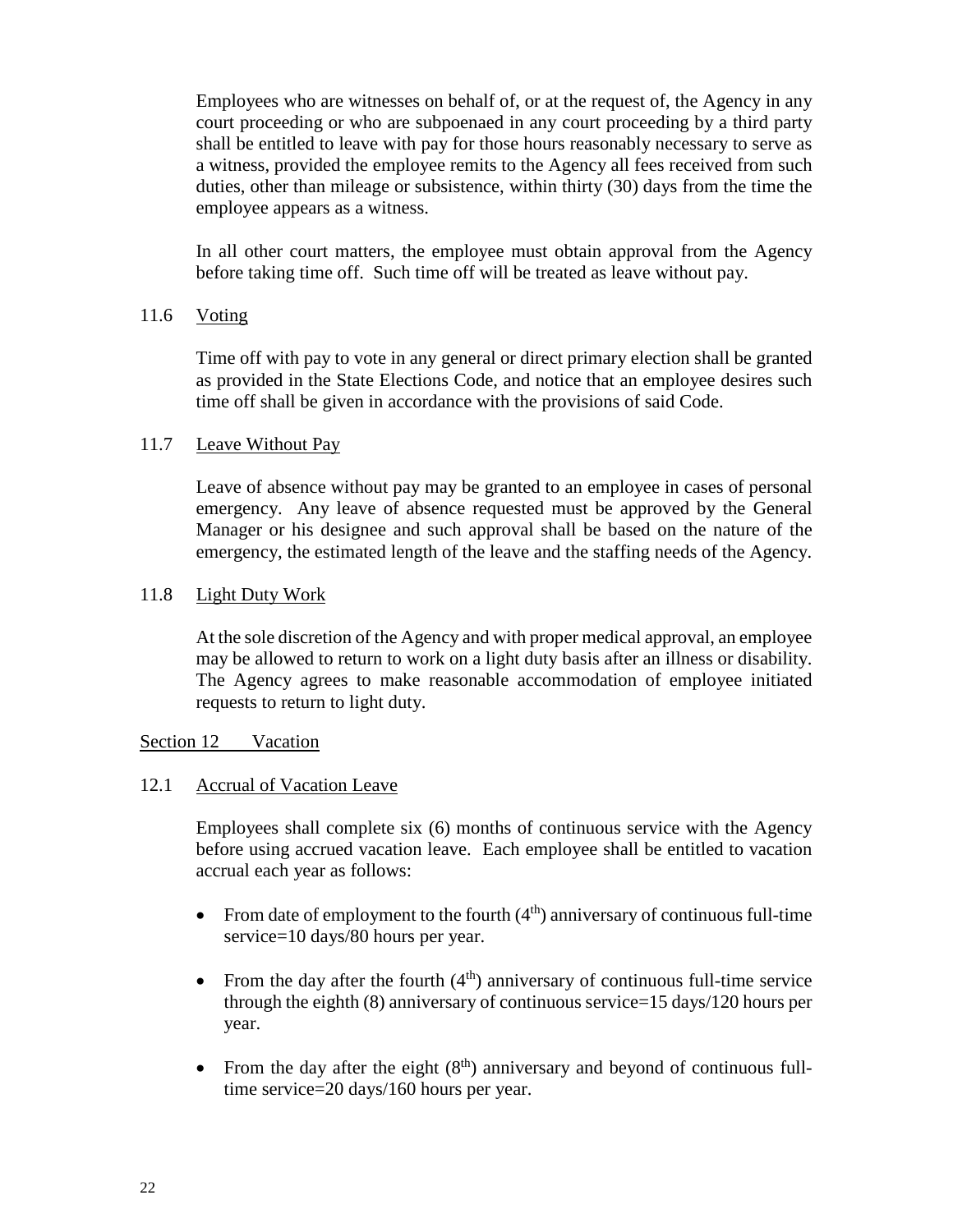Employees who are witnesses on behalf of, or at the request of, the Agency in any court proceeding or who are subpoenaed in any court proceeding by a third party shall be entitled to leave with pay for those hours reasonably necessary to serve as a witness, provided the employee remits to the Agency all fees received from such duties, other than mileage or subsistence, within thirty (30) days from the time the employee appears as a witness.

In all other court matters, the employee must obtain approval from the Agency before taking time off. Such time off will be treated as leave without pay.

### 11.6 Voting

Time off with pay to vote in any general or direct primary election shall be granted as provided in the State Elections Code, and notice that an employee desires such time off shall be given in accordance with the provisions of said Code.

### 11.7 Leave Without Pay

Leave of absence without pay may be granted to an employee in cases of personal emergency. Any leave of absence requested must be approved by the General Manager or his designee and such approval shall be based on the nature of the emergency, the estimated length of the leave and the staffing needs of the Agency.

### 11.8 Light Duty Work

At the sole discretion of the Agency and with proper medical approval, an employee may be allowed to return to work on a light duty basis after an illness or disability. The Agency agrees to make reasonable accommodation of employee initiated requests to return to light duty.

## Section 12 Vacation

### 12.1 Accrual of Vacation Leave

Employees shall complete six (6) months of continuous service with the Agency before using accrued vacation leave. Each employee shall be entitled to vacation accrual each year as follows:

- From date of employment to the fourth (4th) anniversary of continuous full-time service=10 days/80 hours per year.
- From the day after the fourth (4th) anniversary of continuous full-time service through the eighth (8) anniversary of continuous service=15 days/120 hours per year.
- From the day after the eight (8th) anniversary and beyond of continuous full-time service=20 days/160 hours per year.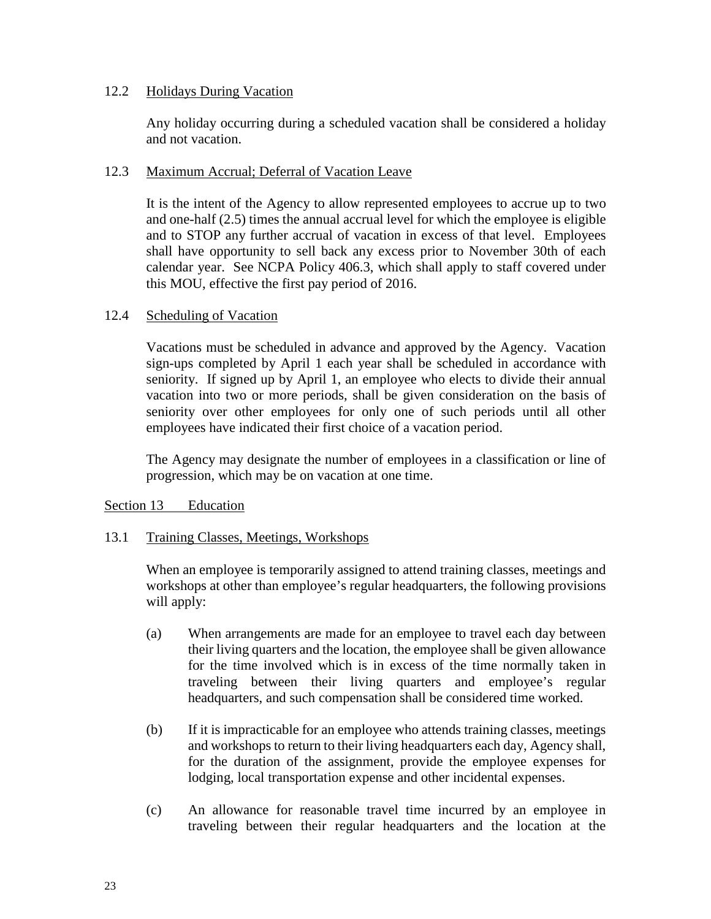### 12.2 Holidays During Vacation

Any holiday occurring during a scheduled vacation shall be considered a holiday and not vacation.

### 12.3 Maximum Accrual; Deferral of Vacation Leave

It is the intent of the Agency to allow represented employees to accrue up to two and one-half (2.5) times the annual accrual level for which the employee is eligible and to STOP any further accrual of vacation in excess of that level. Employees shall have opportunity to sell back any excess prior to November 30th of each calendar year. See NCPA Policy 406.3, which shall apply to staff covered under this MOU, effective the first pay period of 2016.

### 12.4 Scheduling of Vacation

Vacations must be scheduled in advance and approved by the Agency. Vacation sign-ups completed by April 1 each year shall be scheduled in accordance with seniority. If signed up by April 1, an employee who elects to divide their annual vacation into two or more periods, shall be given consideration on the basis of seniority over other employees for only one of such periods until all other employees have indicated their first choice of a vacation period.

The Agency may designate the number of employees in a classification or line of progression, which may be on vacation at one time.

## Section 13 Education

### 13.1 Training Classes, Meetings, Workshops

When an employee is temporarily assigned to attend training classes, meetings and workshops at other than employee's regular headquarters, the following provisions will apply:

(a) When arrangements are made for an employee to travel each day between their living quarters and the location, the employee shall be given allowance for the time involved which is in excess of the time normally taken in traveling between their living quarters and employee's regular headquarters, and such compensation shall be considered time worked.

(b) If it is impracticable for an employee who attends training classes, meetings and workshops to return to their living headquarters each day, Agency shall, for the duration of the assignment, provide the employee expenses for lodging, local transportation expense and other incidental expenses.

(c) An allowance for reasonable travel time incurred by an employee in traveling between their regular headquarters and the location at the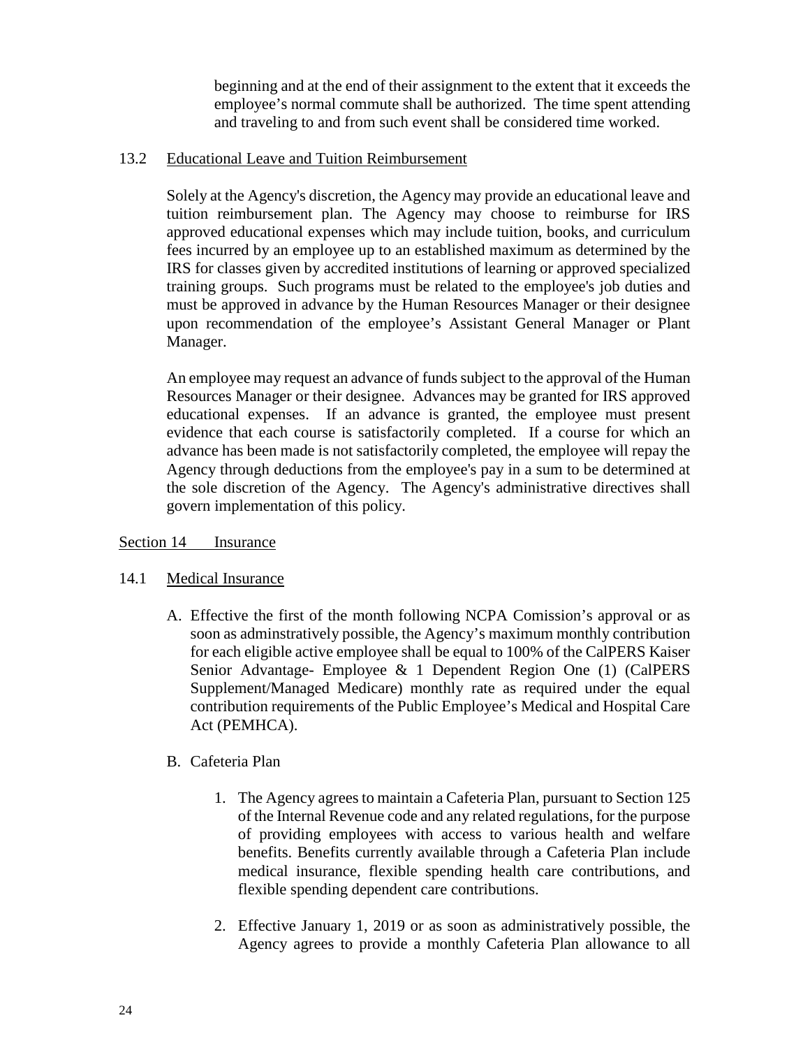beginning and at the end of their assignment to the extent that it exceeds the employee's normal commute shall be authorized. The time spent attending and traveling to and from such event shall be considered time worked.

13.2 Educational Leave and Tuition Reimbursement

Solely at the Agency's discretion, the Agency may provide an educational leave and tuition reimbursement plan. The Agency may choose to reimburse for IRS approved educational expenses which may include tuition, books, and curriculum fees incurred by an employee up to an established maximum as determined by the IRS for classes given by accredited institutions of learning or approved specialized training groups. Such programs must be related to the employee's job duties and must be approved in advance by the Human Resources Manager or their designee upon recommendation of the employee's Assistant General Manager or Plant Manager.

An employee may request an advance of funds subject to the approval of the Human Resources Manager or their designee. Advances may be granted for IRS approved educational expenses. If an advance is granted, the employee must present evidence that each course is satisfactorily completed. If a course for which an advance has been made is not satisfactorily completed, the employee will repay the Agency through deductions from the employee's pay in a sum to be determined at the sole discretion of the Agency. The Agency's administrative directives shall govern implementation of this policy.

Section 14 Insurance

14.1 Medical Insurance

A. Effective the first of the month following NCPA Comission's approval or as soon as adminstratively possible, the Agency's maximum monthly contribution for each eligible active employee shall be equal to 100% of the CalPERS Kaiser Senior Advantage- Employee & 1 Dependent Region One (1) (CalPERS Supplement/Managed Medicare) monthly rate as required under the equal contribution requirements of the Public Employee's Medical and Hospital Care Act (PEMHCA).

B. Cafeteria Plan

1. The Agency agrees to maintain a Cafeteria Plan, pursuant to Section 125 of the Internal Revenue code and any related regulations, for the purpose of providing employees with access to various health and welfare benefits. Benefits currently available through a Cafeteria Plan include medical insurance, flexible spending health care contributions, and flexible spending dependent care contributions.

2. Effective January 1, 2019 or as soon as administratively possible, the Agency agrees to provide a monthly Cafeteria Plan allowance to all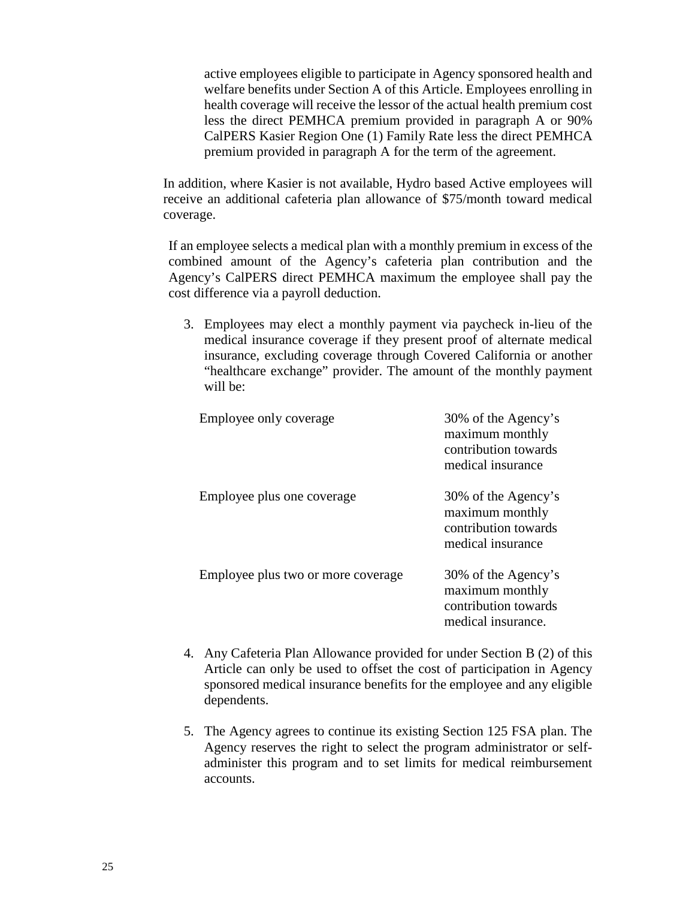active employees eligible to participate in Agency sponsored health and welfare benefits under Section A of this Article. Employees enrolling in health coverage will receive the lessor of the actual health premium cost less the direct PEMHCA premium provided in paragraph A or 90% CalPERS Kasier Region One (1) Family Rate less the direct PEMHCA premium provided in paragraph A for the term of the agreement.

In addition, where Kasier is not available, Hydro based Active employees will receive an additional cafeteria plan allowance of $75/month toward medical coverage.

If an employee selects a medical plan with a monthly premium in excess of the combined amount of the Agency's cafeteria plan contribution and the Agency's CalPERS direct PEMHCA maximum the employee shall pay the cost difference via a payroll deduction.

3. Employees may elect a monthly payment via paycheck in-lieu of the medical insurance coverage if they present proof of alternate medical insurance, excluding coverage through Covered California or another "healthcare exchange" provider. The amount of the monthly payment will be:

| | |
|---|---|
| Employee only coverage | 30% of the Agency's maximum monthly contribution towards medical insurance |
| Employee plus one coverage | 30% of the Agency's maximum monthly contribution towards medical insurance |
| Employee plus two or more coverage | 30% of the Agency's maximum monthly contribution towards medical insurance. |

4. Any Cafeteria Plan Allowance provided for under Section B (2) of this Article can only be used to offset the cost of participation in Agency sponsored medical insurance benefits for the employee and any eligible dependents.

5. The Agency agrees to continue its existing Section 125 FSA plan. The Agency reserves the right to select the program administrator or self-administer this program and to set limits for medical reimbursement accounts.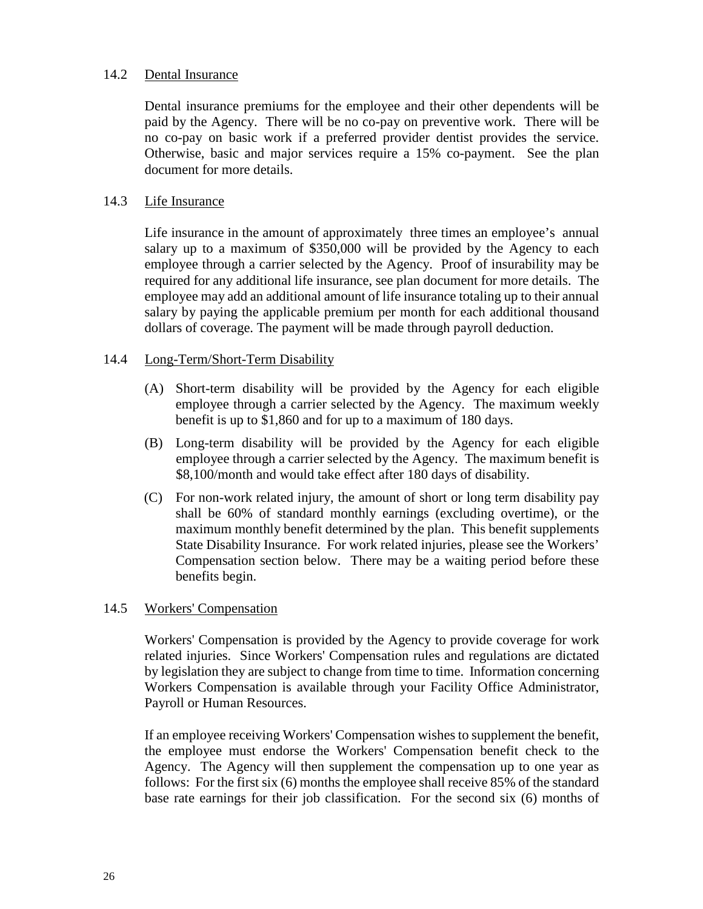### 14.2 Dental Insurance

Dental insurance premiums for the employee and their other dependents will be paid by the Agency. There will be no co-pay on preventive work. There will be no co-pay on basic work if a preferred provider dentist provides the service. Otherwise, basic and major services require a 15% co-payment. See the plan document for more details.

### 14.3 Life Insurance

Life insurance in the amount of approximately three times an employee's annual salary up to a maximum of $350,000 will be provided by the Agency to each employee through a carrier selected by the Agency. Proof of insurability may be required for any additional life insurance, see plan document for more details. The employee may add an additional amount of life insurance totaling up to their annual salary by paying the applicable premium per month for each additional thousand dollars of coverage. The payment will be made through payroll deduction.

### 14.4 Long-Term/Short-Term Disability

(A) Short-term disability will be provided by the Agency for each eligible employee through a carrier selected by the Agency. The maximum weekly benefit is up to $1,860 and for up to a maximum of 180 days.

(B) Long-term disability will be provided by the Agency for each eligible employee through a carrier selected by the Agency. The maximum benefit is $8,100/month and would take effect after 180 days of disability.

(C) For non-work related injury, the amount of short or long term disability pay shall be 60% of standard monthly earnings (excluding overtime), or the maximum monthly benefit determined by the plan. This benefit supplements State Disability Insurance. For work related injuries, please see the Workers' Compensation section below. There may be a waiting period before these benefits begin.

### 14.5 Workers' Compensation

Workers' Compensation is provided by the Agency to provide coverage for work related injuries. Since Workers' Compensation rules and regulations are dictated by legislation they are subject to change from time to time. Information concerning Workers Compensation is available through your Facility Office Administrator, Payroll or Human Resources.

If an employee receiving Workers' Compensation wishes to supplement the benefit, the employee must endorse the Workers' Compensation benefit check to the Agency. The Agency will then supplement the compensation up to one year as follows: For the first six (6) months the employee shall receive 85% of the standard base rate earnings for their job classification. For the second six (6) months of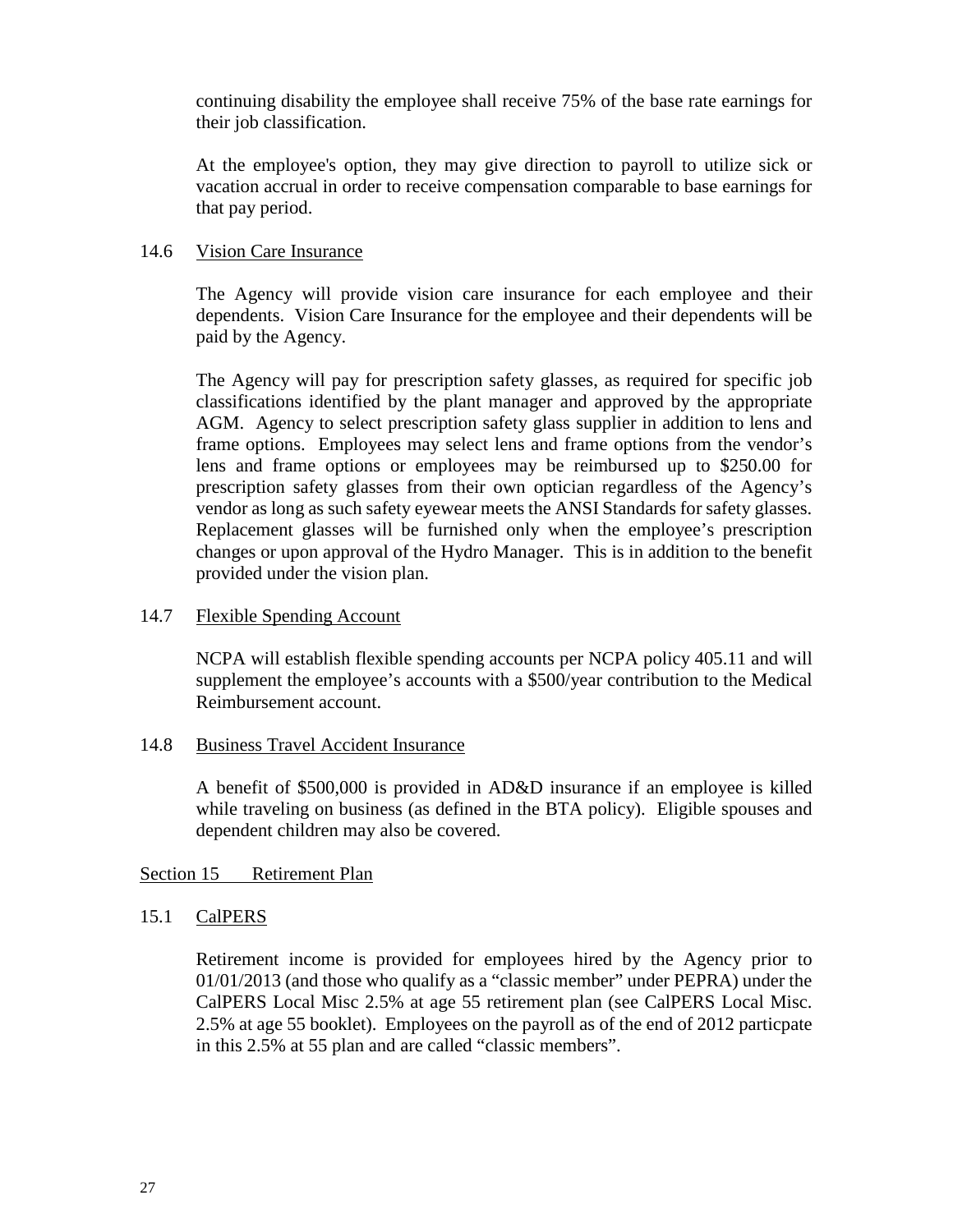continuing disability the employee shall receive 75% of the base rate earnings for their job classification.

At the employee's option, they may give direction to payroll to utilize sick or vacation accrual in order to receive compensation comparable to base earnings for that pay period.

### 14.6 Vision Care Insurance

The Agency will provide vision care insurance for each employee and their dependents. Vision Care Insurance for the employee and their dependents will be paid by the Agency.

The Agency will pay for prescription safety glasses, as required for specific job classifications identified by the plant manager and approved by the appropriate AGM. Agency to select prescription safety glass supplier in addition to lens and frame options. Employees may select lens and frame options from the vendor's lens and frame options or employees may be reimbursed up to $250.00 for prescription safety glasses from their own optician regardless of the Agency's vendor as long as such safety eyewear meets the ANSI Standards for safety glasses. Replacement glasses will be furnished only when the employee's prescription changes or upon approval of the Hydro Manager. This is in addition to the benefit provided under the vision plan.

### 14.7 Flexible Spending Account

NCPA will establish flexible spending accounts per NCPA policy 405.11 and will supplement the employee's accounts with a $500/year contribution to the Medical Reimbursement account.

### 14.8 Business Travel Accident Insurance

A benefit of $500,000 is provided in AD&D insurance if an employee is killed while traveling on business (as defined in the BTA policy). Eligible spouses and dependent children may also be covered.

## Section 15 Retirement Plan

### 15.1 CalPERS

Retirement income is provided for employees hired by the Agency prior to 01/01/2013 (and those who qualify as a "classic member" under PEPRA) under the CalPERS Local Misc 2.5% at age 55 retirement plan (see CalPERS Local Misc. 2.5% at age 55 booklet). Employees on the payroll as of the end of 2012 particpate in this 2.5% at 55 plan and are called "classic members".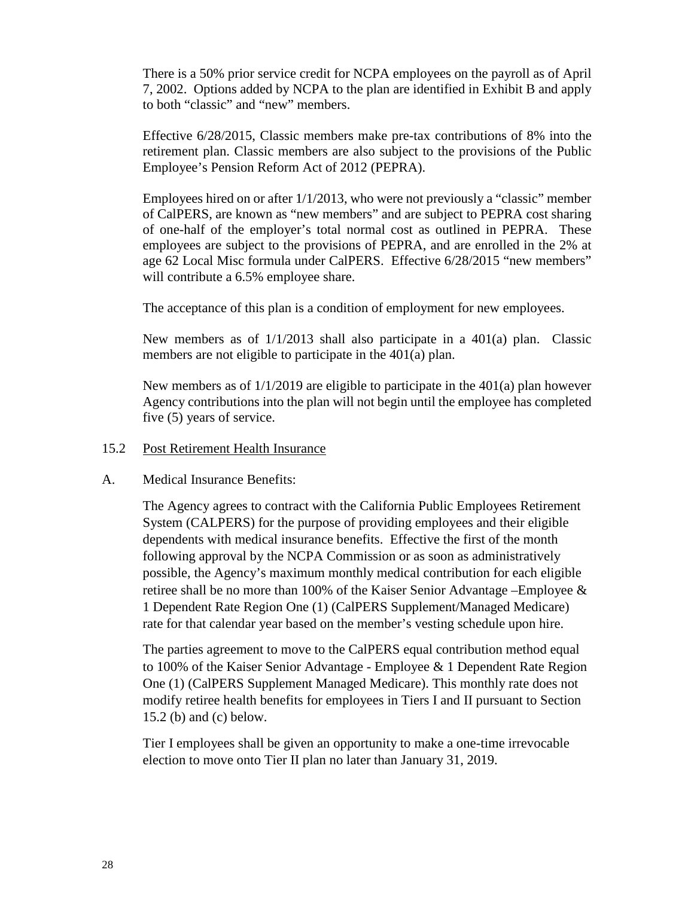There is a 50% prior service credit for NCPA employees on the payroll as of April 7, 2002. Options added by NCPA to the plan are identified in Exhibit B and apply to both "classic" and "new" members.

Effective 6/28/2015, Classic members make pre-tax contributions of 8% into the retirement plan. Classic members are also subject to the provisions of the Public Employee's Pension Reform Act of 2012 (PEPRA).

Employees hired on or after 1/1/2013, who were not previously a "classic" member of CalPERS, are known as "new members" and are subject to PEPRA cost sharing of one-half of the employer's total normal cost as outlined in PEPRA. These employees are subject to the provisions of PEPRA, and are enrolled in the 2% at age 62 Local Misc formula under CalPERS. Effective 6/28/2015 "new members" will contribute a 6.5% employee share.

The acceptance of this plan is a condition of employment for new employees.

New members as of 1/1/2013 shall also participate in a 401(a) plan. Classic members are not eligible to participate in the 401(a) plan.

New members as of 1/1/2019 are eligible to participate in the 401(a) plan however Agency contributions into the plan will not begin until the employee has completed five (5) years of service.

15.2 Post Retirement Health Insurance

A. Medical Insurance Benefits:

The Agency agrees to contract with the California Public Employees Retirement System (CALPERS) for the purpose of providing employees and their eligible dependents with medical insurance benefits. Effective the first of the month following approval by the NCPA Commission or as soon as administratively possible, the Agency's maximum monthly medical contribution for each eligible retiree shall be no more than 100% of the Kaiser Senior Advantage –Employee & 1 Dependent Rate Region One (1) (CalPERS Supplement/Managed Medicare) rate for that calendar year based on the member's vesting schedule upon hire.

The parties agreement to move to the CalPERS equal contribution method equal to 100% of the Kaiser Senior Advantage - Employee & 1 Dependent Rate Region One (1) (CalPERS Supplement Managed Medicare). This monthly rate does not modify retiree health benefits for employees in Tiers I and II pursuant to Section 15.2 (b) and (c) below.

Tier I employees shall be given an opportunity to make a one-time irrevocable election to move onto Tier II plan no later than January 31, 2019.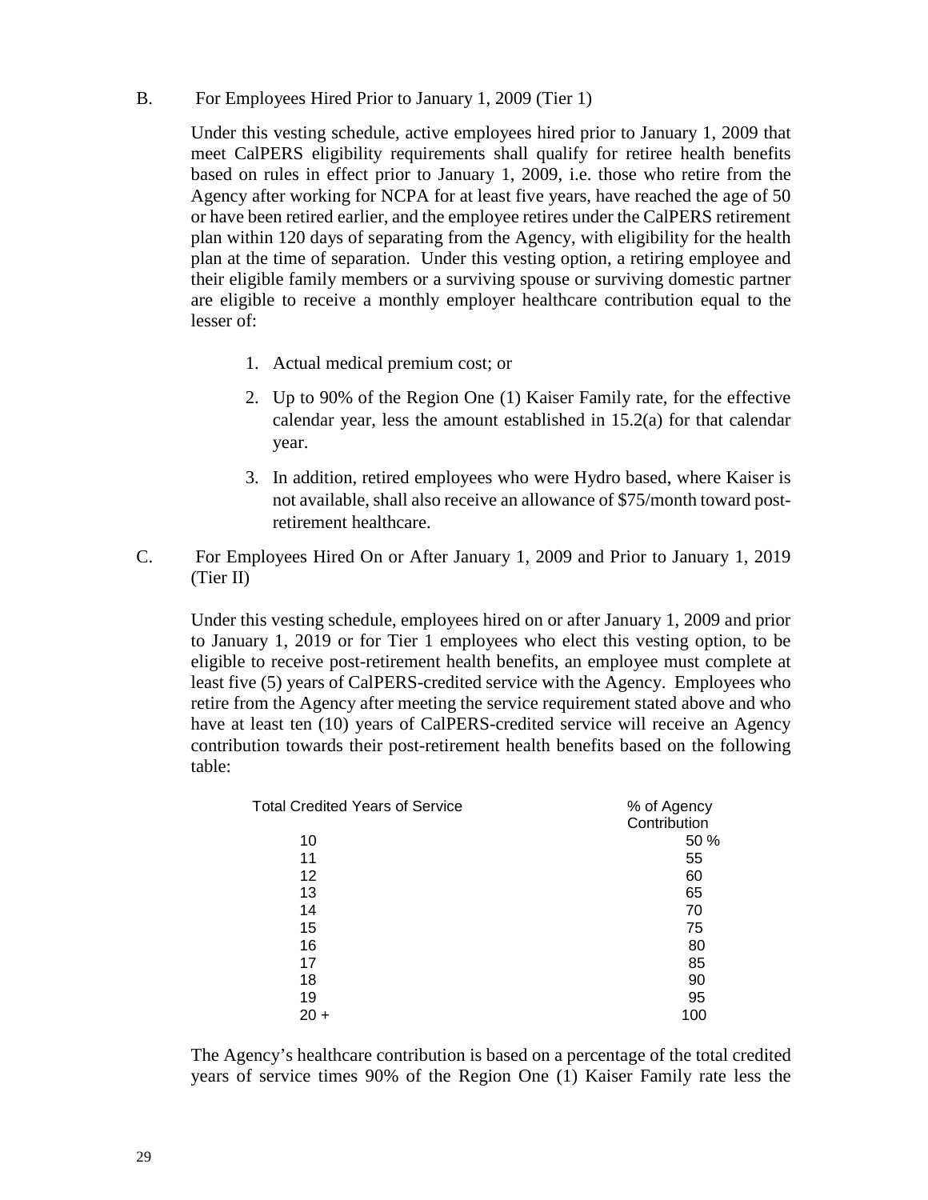B. For Employees Hired Prior to January 1, 2009 (Tier 1)

Under this vesting schedule, active employees hired prior to January 1, 2009 that meet CalPERS eligibility requirements shall qualify for retiree health benefits based on rules in effect prior to January 1, 2009, i.e. those who retire from the Agency after working for NCPA for at least five years, have reached the age of 50 or have been retired earlier, and the employee retires under the CalPERS retirement plan within 120 days of separating from the Agency, with eligibility for the health plan at the time of separation. Under this vesting option, a retiring employee and their eligible family members or a surviving spouse or surviving domestic partner are eligible to receive a monthly employer healthcare contribution equal to the lesser of:

1. Actual medical premium cost; or
2. Up to 90% of the Region One (1) Kaiser Family rate, for the effective calendar year, less the amount established in 15.2(a) for that calendar year.
3. In addition, retired employees who were Hydro based, where Kaiser is not available, shall also receive an allowance of $75/month toward post-retirement healthcare.

C. For Employees Hired On or After January 1, 2009 and Prior to January 1, 2019 (Tier II)

Under this vesting schedule, employees hired on or after January 1, 2009 and prior to January 1, 2019 or for Tier 1 employees who elect this vesting option, to be eligible to receive post-retirement health benefits, an employee must complete at least five (5) years of CalPERS-credited service with the Agency. Employees who retire from the Agency after meeting the service requirement stated above and who have at least ten (10) years of CalPERS-credited service will receive an Agency contribution towards their post-retirement health benefits based on the following table:

| Total Credited Years of Service | % of Agency Contribution |
|---|---|
| 10 | 50 % |
| 11 | 55 |
| 12 | 60 |
| 13 | 65 |
| 14 | 70 |
| 15 | 75 |
| 16 | 80 |
| 17 | 85 |
| 18 | 90 |
| 19 | 95 |
| 20 + | 100 |

The Agency's healthcare contribution is based on a percentage of the total credited years of service times 90% of the Region One (1) Kaiser Family rate less the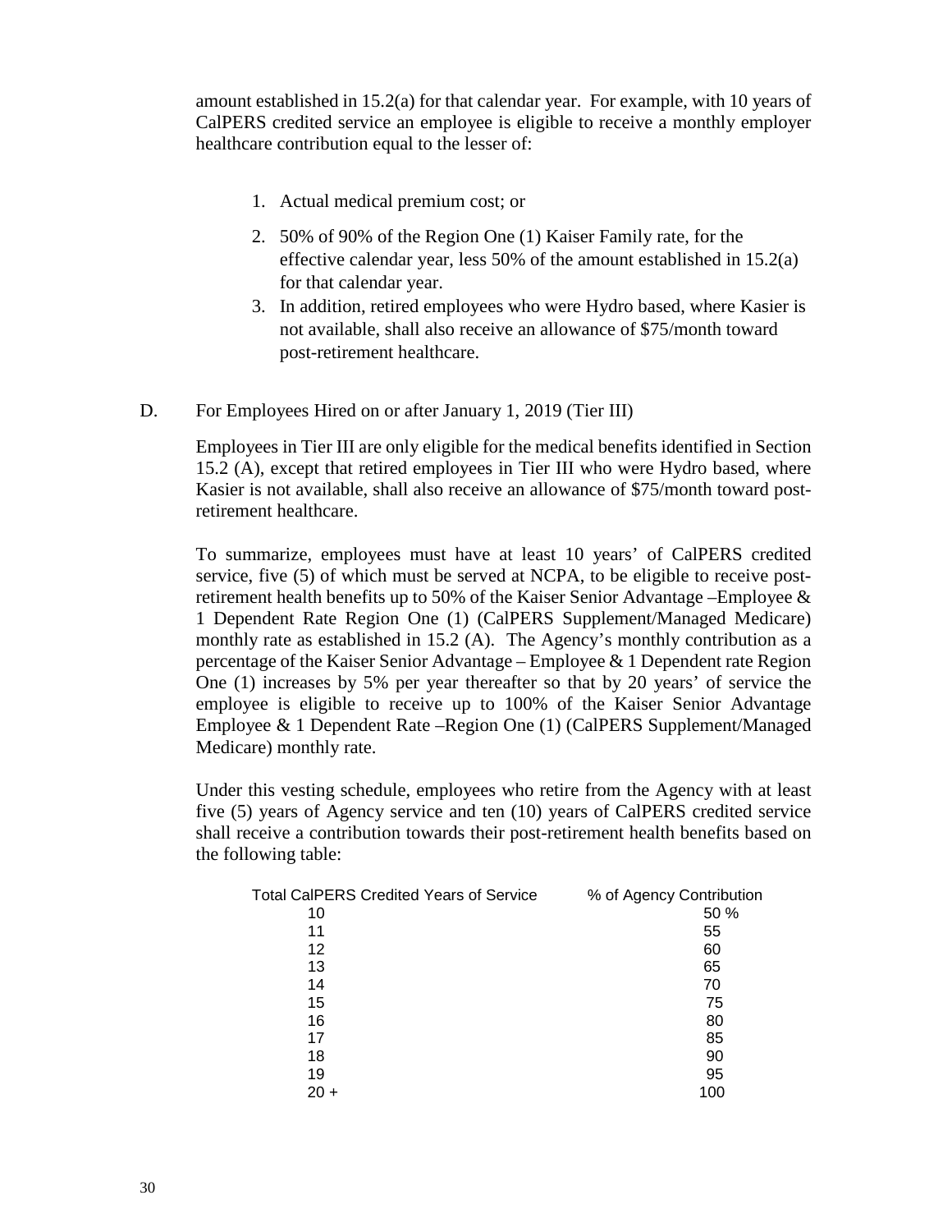amount established in 15.2(a) for that calendar year. For example, with 10 years of CalPERS credited service an employee is eligible to receive a monthly employer healthcare contribution equal to the lesser of:

1. Actual medical premium cost; or
2. 50% of 90% of the Region One (1) Kaiser Family rate, for the effective calendar year, less 50% of the amount established in 15.2(a) for that calendar year.
3. In addition, retired employees who were Hydro based, where Kasier is not available, shall also receive an allowance of $75/month toward post-retirement healthcare.

D. For Employees Hired on or after January 1, 2019 (Tier III)

Employees in Tier III are only eligible for the medical benefits identified in Section 15.2 (A), except that retired employees in Tier III who were Hydro based, where Kasier is not available, shall also receive an allowance of $75/month toward post-retirement healthcare.

To summarize, employees must have at least 10 years' of CalPERS credited service, five (5) of which must be served at NCPA, to be eligible to receive post-retirement health benefits up to 50% of the Kaiser Senior Advantage –Employee & 1 Dependent Rate Region One (1) (CalPERS Supplement/Managed Medicare) monthly rate as established in 15.2 (A). The Agency's monthly contribution as a percentage of the Kaiser Senior Advantage – Employee & 1 Dependent rate Region One (1) increases by 5% per year thereafter so that by 20 years' of service the employee is eligible to receive up to 100% of the Kaiser Senior Advantage Employee & 1 Dependent Rate –Region One (1) (CalPERS Supplement/Managed Medicare) monthly rate.

Under this vesting schedule, employees who retire from the Agency with at least five (5) years of Agency service and ten (10) years of CalPERS credited service shall receive a contribution towards their post-retirement health benefits based on the following table:

| Total CalPERS Credited Years of Service | % of Agency Contribution |
|---|---|
| 10 | 50 % |
| 11 | 55 |
| 12 | 60 |
| 13 | 65 |
| 14 | 70 |
| 15 | 75 |
| 16 | 80 |
| 17 | 85 |
| 18 | 90 |
| 19 | 95 |
| 20 + | 100 |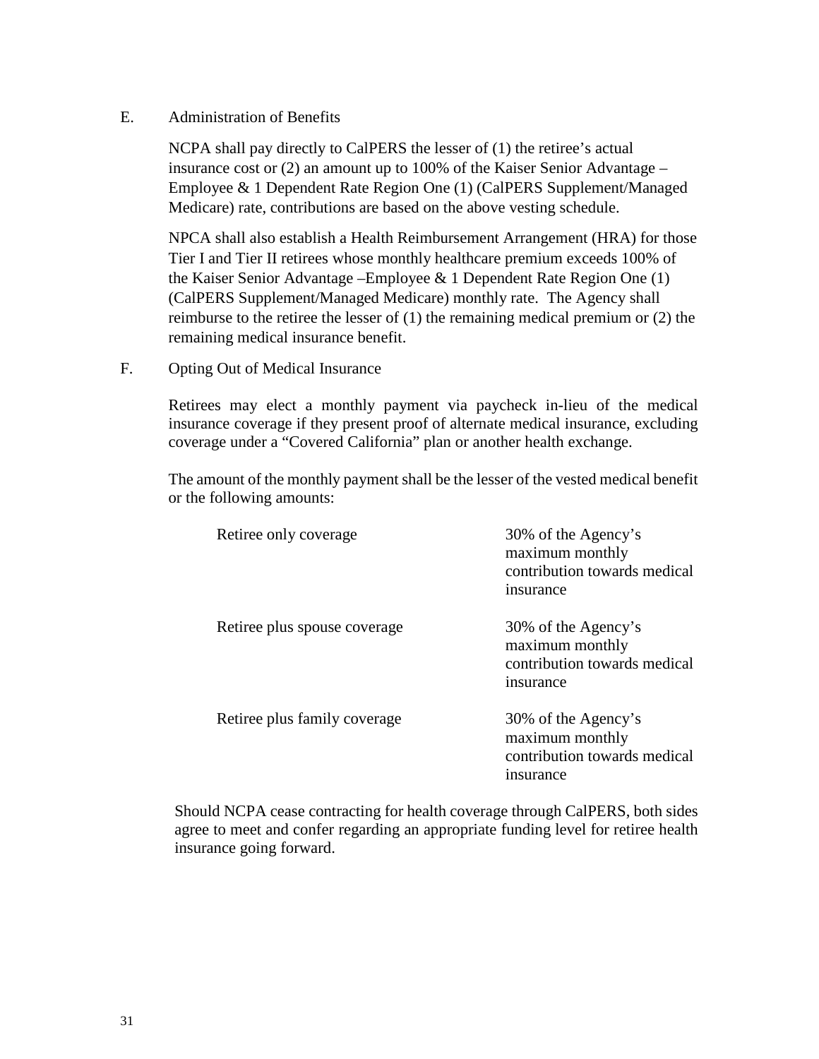E. Administration of Benefits

NCPA shall pay directly to CalPERS the lesser of (1) the retiree's actual insurance cost or (2) an amount up to 100% of the Kaiser Senior Advantage – Employee & 1 Dependent Rate Region One (1) (CalPERS Supplement/Managed Medicare) rate, contributions are based on the above vesting schedule.

NPCA shall also establish a Health Reimbursement Arrangement (HRA) for those Tier I and Tier II retirees whose monthly healthcare premium exceeds 100% of the Kaiser Senior Advantage –Employee & 1 Dependent Rate Region One (1) (CalPERS Supplement/Managed Medicare) monthly rate. The Agency shall reimburse to the retiree the lesser of (1) the remaining medical premium or (2) the remaining medical insurance benefit.

F. Opting Out of Medical Insurance

Retirees may elect a monthly payment via paycheck in-lieu of the medical insurance coverage if they present proof of alternate medical insurance, excluding coverage under a "Covered California" plan or another health exchange.

The amount of the monthly payment shall be the lesser of the vested medical benefit or the following amounts:

| | |
|---|---|
| Retiree only coverage | 30% of the Agency's maximum monthly contribution towards medical insurance |
| Retiree plus spouse coverage | 30% of the Agency's maximum monthly contribution towards medical insurance |
| Retiree plus family coverage | 30% of the Agency's maximum monthly contribution towards medical insurance |

Should NCPA cease contracting for health coverage through CalPERS, both sides agree to meet and confer regarding an appropriate funding level for retiree health insurance going forward.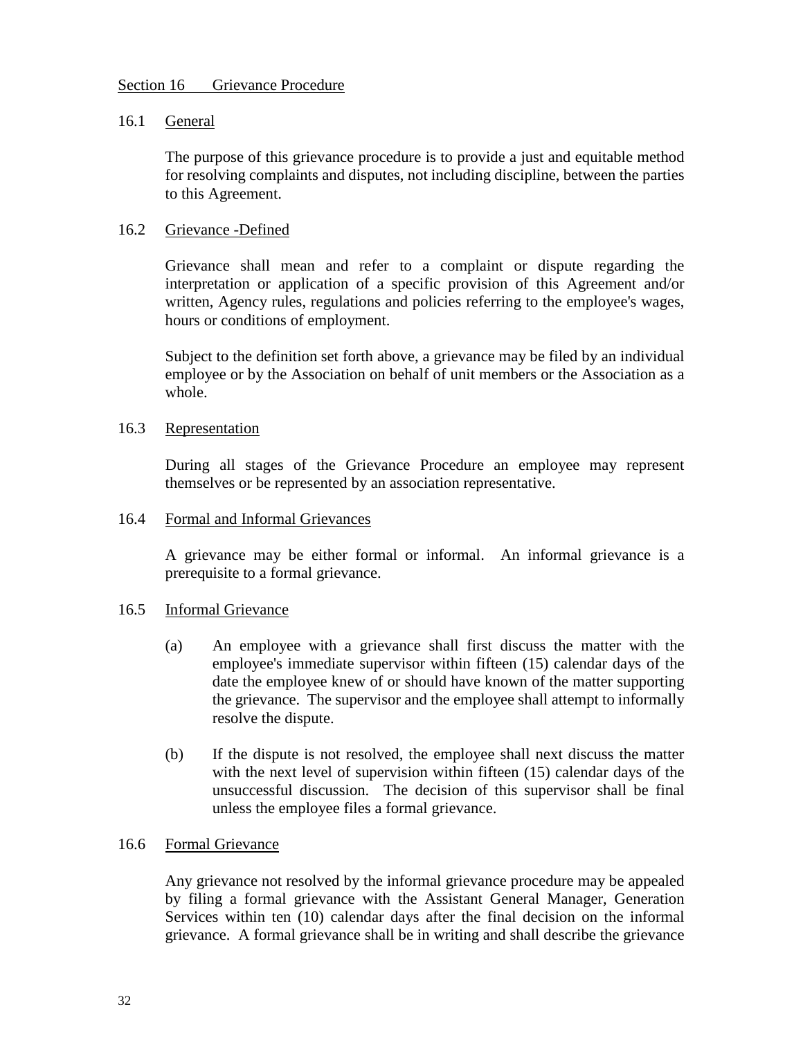## Section 16 Grievance Procedure

### 16.1 General

The purpose of this grievance procedure is to provide a just and equitable method for resolving complaints and disputes, not including discipline, between the parties to this Agreement.

### 16.2 Grievance -Defined

Grievance shall mean and refer to a complaint or dispute regarding the interpretation or application of a specific provision of this Agreement and/or written, Agency rules, regulations and policies referring to the employee's wages, hours or conditions of employment.

Subject to the definition set forth above, a grievance may be filed by an individual employee or by the Association on behalf of unit members or the Association as a whole.

### 16.3 Representation

During all stages of the Grievance Procedure an employee may represent themselves or be represented by an association representative.

### 16.4 Formal and Informal Grievances

A grievance may be either formal or informal. An informal grievance is a prerequisite to a formal grievance.

### 16.5 Informal Grievance

(a) An employee with a grievance shall first discuss the matter with the employee's immediate supervisor within fifteen (15) calendar days of the date the employee knew of or should have known of the matter supporting the grievance. The supervisor and the employee shall attempt to informally resolve the dispute.

(b) If the dispute is not resolved, the employee shall next discuss the matter with the next level of supervision within fifteen (15) calendar days of the unsuccessful discussion. The decision of this supervisor shall be final unless the employee files a formal grievance.

### 16.6 Formal Grievance

Any grievance not resolved by the informal grievance procedure may be appealed by filing a formal grievance with the Assistant General Manager, Generation Services within ten (10) calendar days after the final decision on the informal grievance. A formal grievance shall be in writing and shall describe the grievance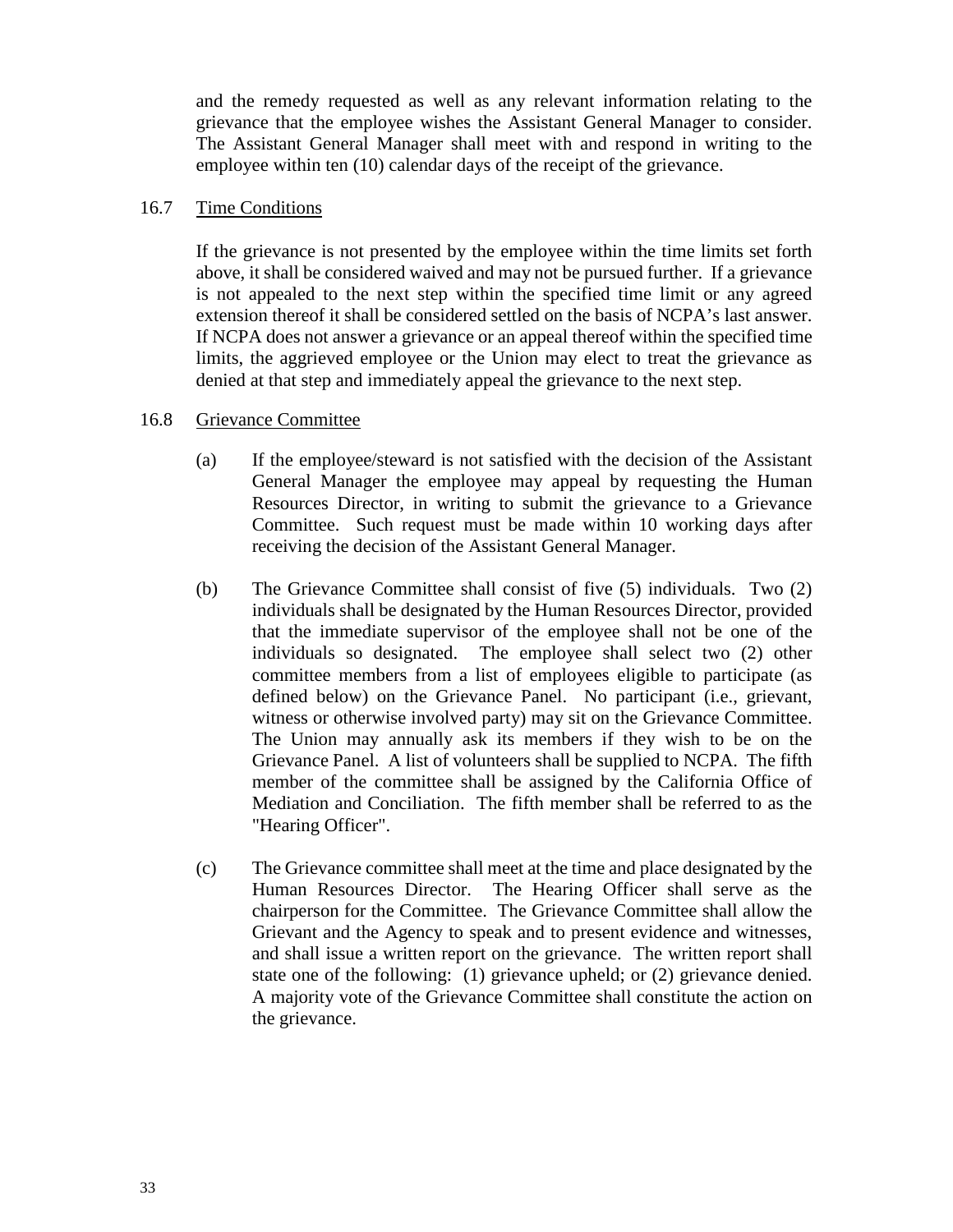and the remedy requested as well as any relevant information relating to the grievance that the employee wishes the Assistant General Manager to consider. The Assistant General Manager shall meet with and respond in writing to the employee within ten (10) calendar days of the receipt of the grievance.

16.7 Time Conditions

If the grievance is not presented by the employee within the time limits set forth above, it shall be considered waived and may not be pursued further. If a grievance is not appealed to the next step within the specified time limit or any agreed extension thereof it shall be considered settled on the basis of NCPA's last answer. If NCPA does not answer a grievance or an appeal thereof within the specified time limits, the aggrieved employee or the Union may elect to treat the grievance as denied at that step and immediately appeal the grievance to the next step.

16.8 Grievance Committee

(a) If the employee/steward is not satisfied with the decision of the Assistant General Manager the employee may appeal by requesting the Human Resources Director, in writing to submit the grievance to a Grievance Committee. Such request must be made within 10 working days after receiving the decision of the Assistant General Manager.

(b) The Grievance Committee shall consist of five (5) individuals. Two (2) individuals shall be designated by the Human Resources Director, provided that the immediate supervisor of the employee shall not be one of the individuals so designated. The employee shall select two (2) other committee members from a list of employees eligible to participate (as defined below) on the Grievance Panel. No participant (i.e., grievant, witness or otherwise involved party) may sit on the Grievance Committee. The Union may annually ask its members if they wish to be on the Grievance Panel. A list of volunteers shall be supplied to NCPA. The fifth member of the committee shall be assigned by the California Office of Mediation and Conciliation. The fifth member shall be referred to as the "Hearing Officer".

(c) The Grievance committee shall meet at the time and place designated by the Human Resources Director. The Hearing Officer shall serve as the chairperson for the Committee. The Grievance Committee shall allow the Grievant and the Agency to speak and to present evidence and witnesses, and shall issue a written report on the grievance. The written report shall state one of the following: (1) grievance upheld; or (2) grievance denied. A majority vote of the Grievance Committee shall constitute the action on the grievance.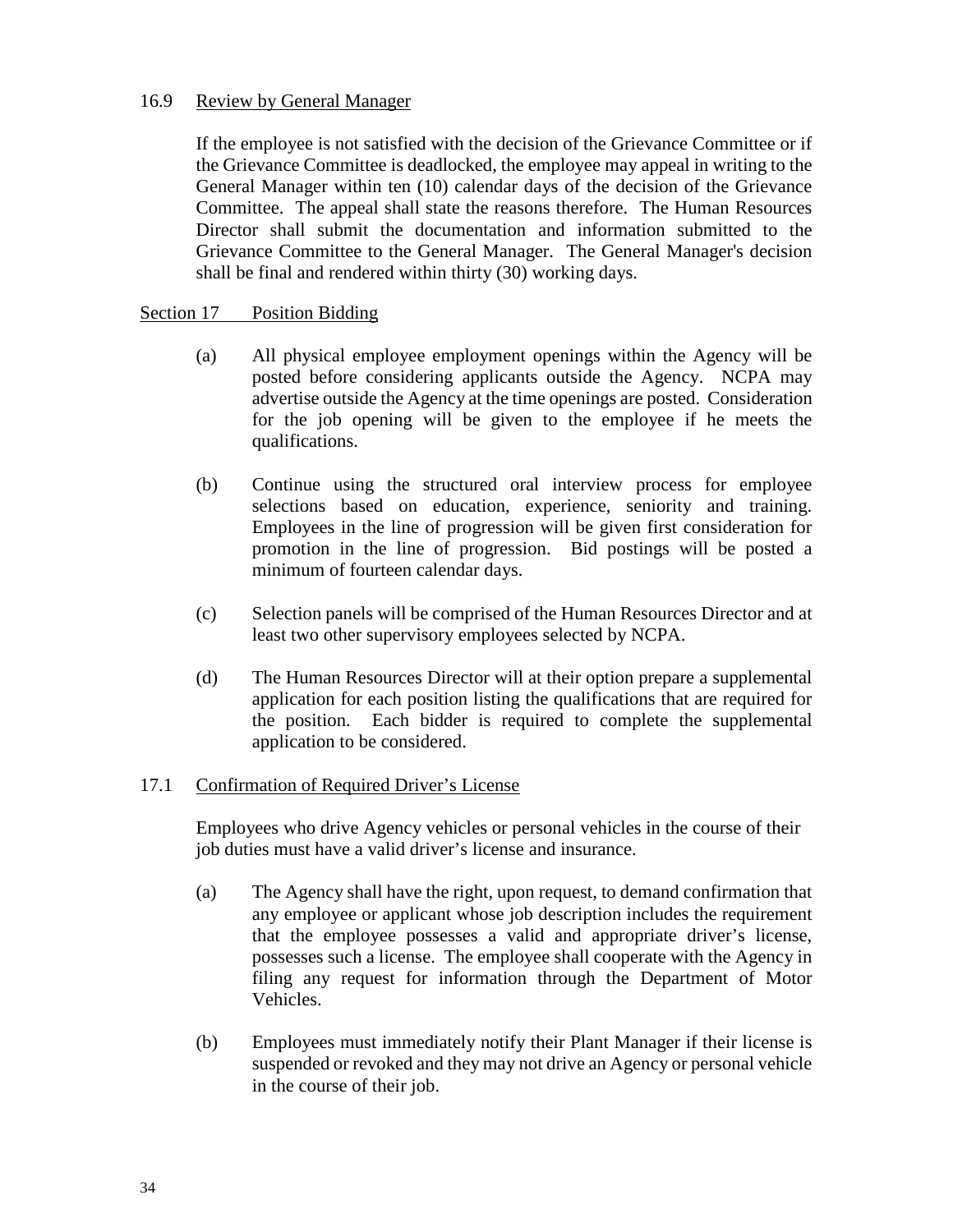### 16.9 Review by General Manager

If the employee is not satisfied with the decision of the Grievance Committee or if the Grievance Committee is deadlocked, the employee may appeal in writing to the General Manager within ten (10) calendar days of the decision of the Grievance Committee. The appeal shall state the reasons therefore. The Human Resources Director shall submit the documentation and information submitted to the Grievance Committee to the General Manager. The General Manager's decision shall be final and rendered within thirty (30) working days.

## Section 17 Position Bidding

(a) All physical employee employment openings within the Agency will be posted before considering applicants outside the Agency. NCPA may advertise outside the Agency at the time openings are posted. Consideration for the job opening will be given to the employee if he meets the qualifications.

(b) Continue using the structured oral interview process for employee selections based on education, experience, seniority and training. Employees in the line of progression will be given first consideration for promotion in the line of progression. Bid postings will be posted a minimum of fourteen calendar days.

(c) Selection panels will be comprised of the Human Resources Director and at least two other supervisory employees selected by NCPA.

(d) The Human Resources Director will at their option prepare a supplemental application for each position listing the qualifications that are required for the position. Each bidder is required to complete the supplemental application to be considered.

### 17.1 Confirmation of Required Driver's License

Employees who drive Agency vehicles or personal vehicles in the course of their job duties must have a valid driver's license and insurance.

(a) The Agency shall have the right, upon request, to demand confirmation that any employee or applicant whose job description includes the requirement that the employee possesses a valid and appropriate driver's license, possesses such a license. The employee shall cooperate with the Agency in filing any request for information through the Department of Motor Vehicles.

(b) Employees must immediately notify their Plant Manager if their license is suspended or revoked and they may not drive an Agency or personal vehicle in the course of their job.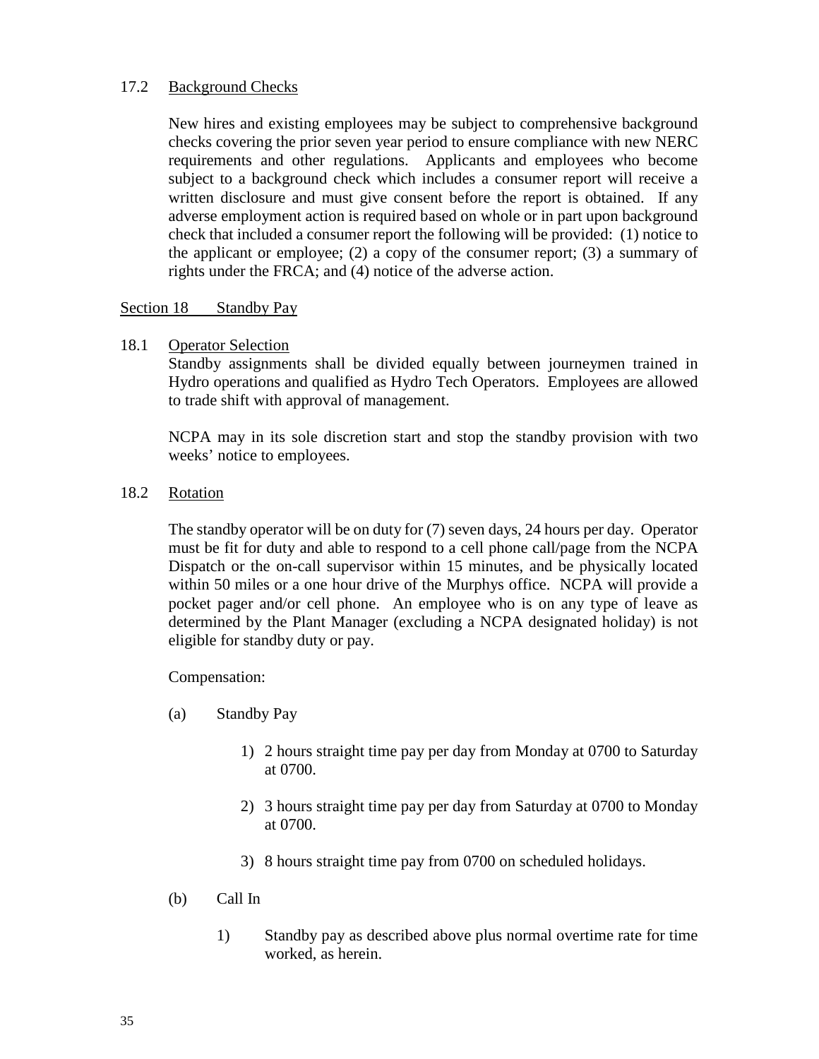### 17.2 Background Checks

New hires and existing employees may be subject to comprehensive background checks covering the prior seven year period to ensure compliance with new NERC requirements and other regulations. Applicants and employees who become subject to a background check which includes a consumer report will receive a written disclosure and must give consent before the report is obtained. If any adverse employment action is required based on whole or in part upon background check that included a consumer report the following will be provided: (1) notice to the applicant or employee; (2) a copy of the consumer report; (3) a summary of rights under the FRCA; and (4) notice of the adverse action.

## Section 18 Standby Pay

### 18.1 Operator Selection

Standby assignments shall be divided equally between journeymen trained in Hydro operations and qualified as Hydro Tech Operators. Employees are allowed to trade shift with approval of management.

NCPA may in its sole discretion start and stop the standby provision with two weeks' notice to employees.

### 18.2 Rotation

The standby operator will be on duty for (7) seven days, 24 hours per day. Operator must be fit for duty and able to respond to a cell phone call/page from the NCPA Dispatch or the on-call supervisor within 15 minutes, and be physically located within 50 miles or a one hour drive of the Murphys office. NCPA will provide a pocket pager and/or cell phone. An employee who is on any type of leave as determined by the Plant Manager (excluding a NCPA designated holiday) is not eligible for standby duty or pay.

Compensation:

(a) Standby Pay

1) 2 hours straight time pay per day from Monday at 0700 to Saturday at 0700.

2) 3 hours straight time pay per day from Saturday at 0700 to Monday at 0700.

3) 8 hours straight time pay from 0700 on scheduled holidays.

(b) Call In

1) Standby pay as described above plus normal overtime rate for time worked, as herein.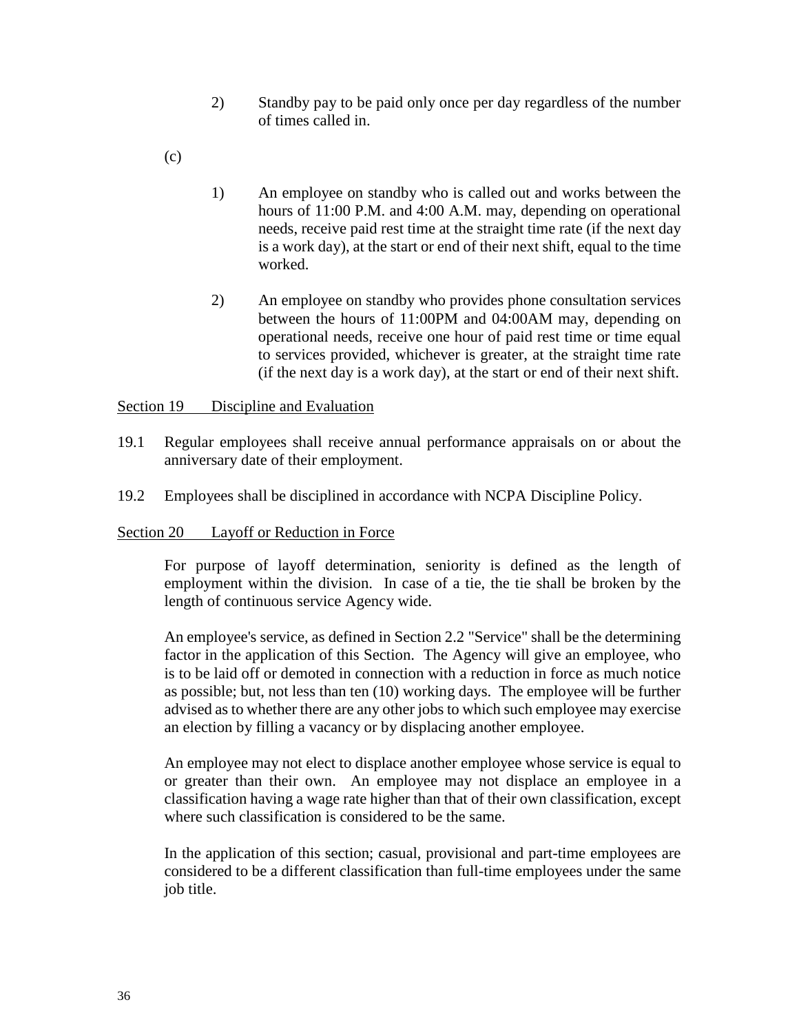2) Standby pay to be paid only once per day regardless of the number of times called in.

(c)

1) An employee on standby who is called out and works between the hours of 11:00 P.M. and 4:00 A.M. may, depending on operational needs, receive paid rest time at the straight time rate (if the next day is a work day), at the start or end of their next shift, equal to the time worked.

2) An employee on standby who provides phone consultation services between the hours of 11:00PM and 04:00AM may, depending on operational needs, receive one hour of paid rest time or time equal to services provided, whichever is greater, at the straight time rate (if the next day is a work day), at the start or end of their next shift.

## Section 19 Discipline and Evaluation

19.1 Regular employees shall receive annual performance appraisals on or about the anniversary date of their employment.

19.2 Employees shall be disciplined in accordance with NCPA Discipline Policy.

## Section 20 Layoff or Reduction in Force

For purpose of layoff determination, seniority is defined as the length of employment within the division. In case of a tie, the tie shall be broken by the length of continuous service Agency wide.

An employee's service, as defined in Section 2.2 "Service" shall be the determining factor in the application of this Section. The Agency will give an employee, who is to be laid off or demoted in connection with a reduction in force as much notice as possible; but, not less than ten (10) working days. The employee will be further advised as to whether there are any other jobs to which such employee may exercise an election by filling a vacancy or by displacing another employee.

An employee may not elect to displace another employee whose service is equal to or greater than their own. An employee may not displace an employee in a classification having a wage rate higher than that of their own classification, except where such classification is considered to be the same.

In the application of this section; casual, provisional and part-time employees are considered to be a different classification than full-time employees under the same job title.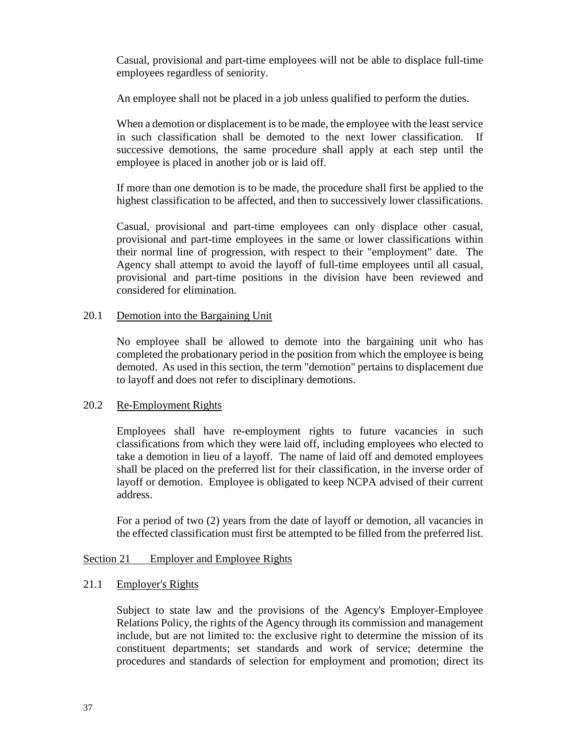Casual, provisional and part-time employees will not be able to displace full-time employees regardless of seniority.

An employee shall not be placed in a job unless qualified to perform the duties.

When a demotion or displacement is to be made, the employee with the least service in such classification shall be demoted to the next lower classification. If successive demotions, the same procedure shall apply at each step until the employee is placed in another job or is laid off.

If more than one demotion is to be made, the procedure shall first be applied to the highest classification to be affected, and then to successively lower classifications.

Casual, provisional and part-time employees can only displace other casual, provisional and part-time employees in the same or lower classifications within their normal line of progression, with respect to their "employment" date. The Agency shall attempt to avoid the layoff of full-time employees until all casual, provisional and part-time positions in the division have been reviewed and considered for elimination.

### 20.1 Demotion into the Bargaining Unit

No employee shall be allowed to demote into the bargaining unit who has completed the probationary period in the position from which the employee is being demoted. As used in this section, the term "demotion" pertains to displacement due to layoff and does not refer to disciplinary demotions.

### 20.2 Re-Employment Rights

Employees shall have re-employment rights to future vacancies in such classifications from which they were laid off, including employees who elected to take a demotion in lieu of a layoff. The name of laid off and demoted employees shall be placed on the preferred list for their classification, in the inverse order of layoff or demotion. Employee is obligated to keep NCPA advised of their current address.

For a period of two (2) years from the date of layoff or demotion, all vacancies in the effected classification must first be attempted to be filled from the preferred list.

## Section 21 Employer and Employee Rights

### 21.1 Employer's Rights

Subject to state law and the provisions of the Agency's Employer-Employee Relations Policy, the rights of the Agency through its commission and management include, but are not limited to: the exclusive right to determine the mission of its constituent departments; set standards and work of service; determine the procedures and standards of selection for employment and promotion; direct its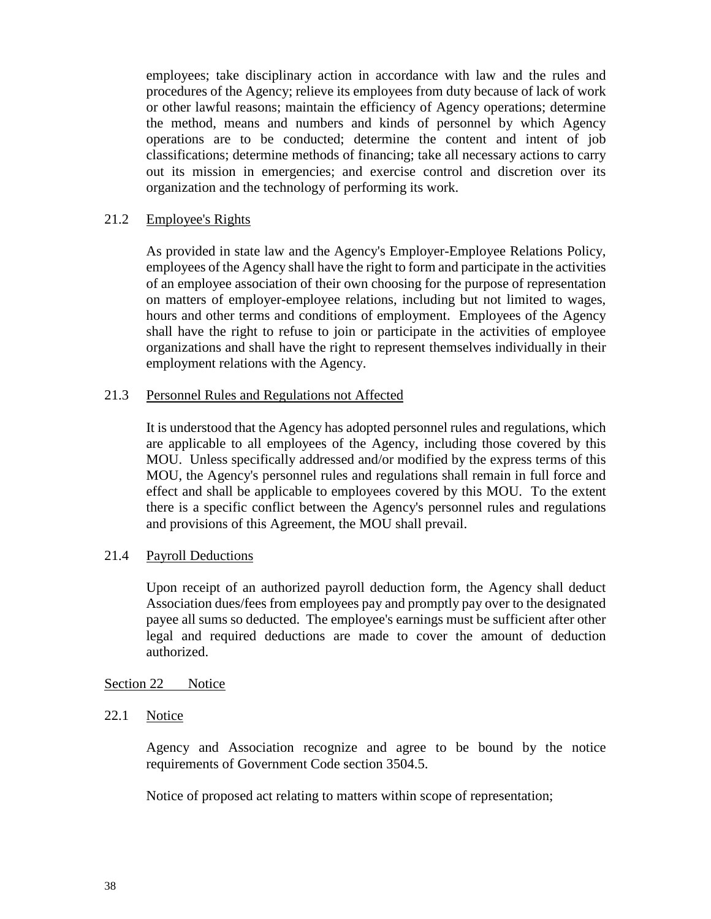employees; take disciplinary action in accordance with law and the rules and procedures of the Agency; relieve its employees from duty because of lack of work or other lawful reasons; maintain the efficiency of Agency operations; determine the method, means and numbers and kinds of personnel by which Agency operations are to be conducted; determine the content and intent of job classifications; determine methods of financing; take all necessary actions to carry out its mission in emergencies; and exercise control and discretion over its organization and the technology of performing its work.

### 21.2 Employee's Rights

As provided in state law and the Agency's Employer-Employee Relations Policy, employees of the Agency shall have the right to form and participate in the activities of an employee association of their own choosing for the purpose of representation on matters of employer-employee relations, including but not limited to wages, hours and other terms and conditions of employment. Employees of the Agency shall have the right to refuse to join or participate in the activities of employee organizations and shall have the right to represent themselves individually in their employment relations with the Agency.

### 21.3 Personnel Rules and Regulations not Affected

It is understood that the Agency has adopted personnel rules and regulations, which are applicable to all employees of the Agency, including those covered by this MOU. Unless specifically addressed and/or modified by the express terms of this MOU, the Agency's personnel rules and regulations shall remain in full force and effect and shall be applicable to employees covered by this MOU. To the extent there is a specific conflict between the Agency's personnel rules and regulations and provisions of this Agreement, the MOU shall prevail.

### 21.4 Payroll Deductions

Upon receipt of an authorized payroll deduction form, the Agency shall deduct Association dues/fees from employees pay and promptly pay over to the designated payee all sums so deducted. The employee's earnings must be sufficient after other legal and required deductions are made to cover the amount of deduction authorized.

## Section 22 Notice

### 22.1 Notice

Agency and Association recognize and agree to be bound by the notice requirements of Government Code section 3504.5.

Notice of proposed act relating to matters within scope of representation;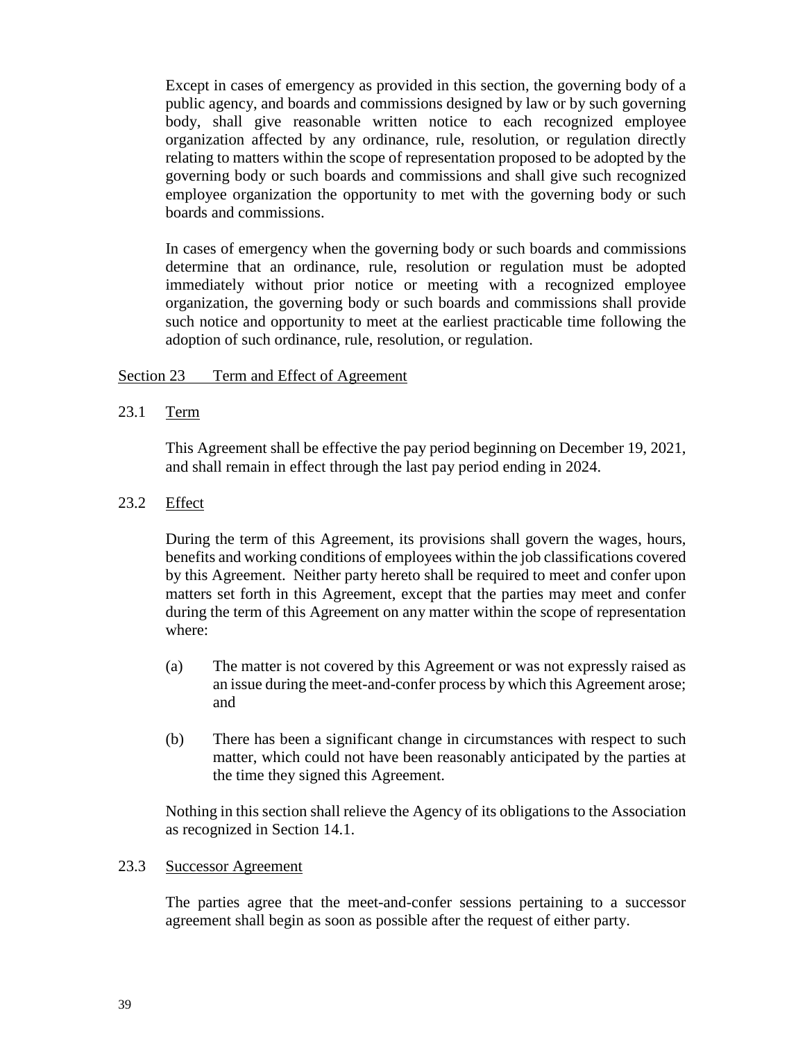Except in cases of emergency as provided in this section, the governing body of a public agency, and boards and commissions designed by law or by such governing body, shall give reasonable written notice to each recognized employee organization affected by any ordinance, rule, resolution, or regulation directly relating to matters within the scope of representation proposed to be adopted by the governing body or such boards and commissions and shall give such recognized employee organization the opportunity to met with the governing body or such boards and commissions.

In cases of emergency when the governing body or such boards and commissions determine that an ordinance, rule, resolution or regulation must be adopted immediately without prior notice or meeting with a recognized employee organization, the governing body or such boards and commissions shall provide such notice and opportunity to meet at the earliest practicable time following the adoption of such ordinance, rule, resolution, or regulation.

## Section 23 Term and Effect of Agreement

### 23.1 Term

This Agreement shall be effective the pay period beginning on December 19, 2021, and shall remain in effect through the last pay period ending in 2024.

### 23.2 Effect

During the term of this Agreement, its provisions shall govern the wages, hours, benefits and working conditions of employees within the job classifications covered by this Agreement. Neither party hereto shall be required to meet and confer upon matters set forth in this Agreement, except that the parties may meet and confer during the term of this Agreement on any matter within the scope of representation where:

(a) The matter is not covered by this Agreement or was not expressly raised as an issue during the meet-and-confer process by which this Agreement arose; and

(b) There has been a significant change in circumstances with respect to such matter, which could not have been reasonably anticipated by the parties at the time they signed this Agreement.

Nothing in this section shall relieve the Agency of its obligations to the Association as recognized in Section 14.1.

### 23.3 Successor Agreement

The parties agree that the meet-and-confer sessions pertaining to a successor agreement shall begin as soon as possible after the request of either party.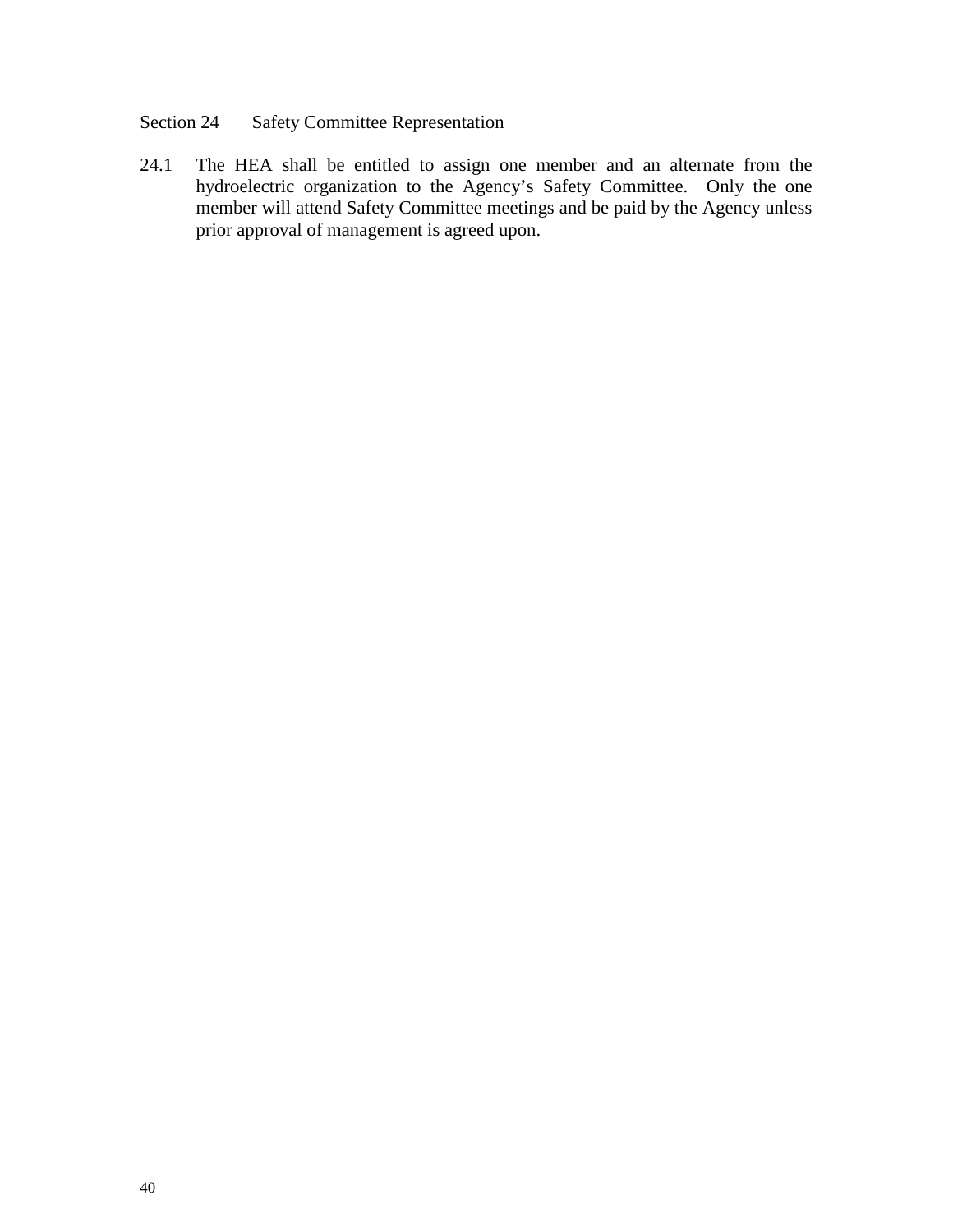## Section 24 Safety Committee Representation

24.1 The HEA shall be entitled to assign one member and an alternate from the hydroelectric organization to the Agency's Safety Committee. Only the one member will attend Safety Committee meetings and be paid by the Agency unless prior approval of management is agreed upon.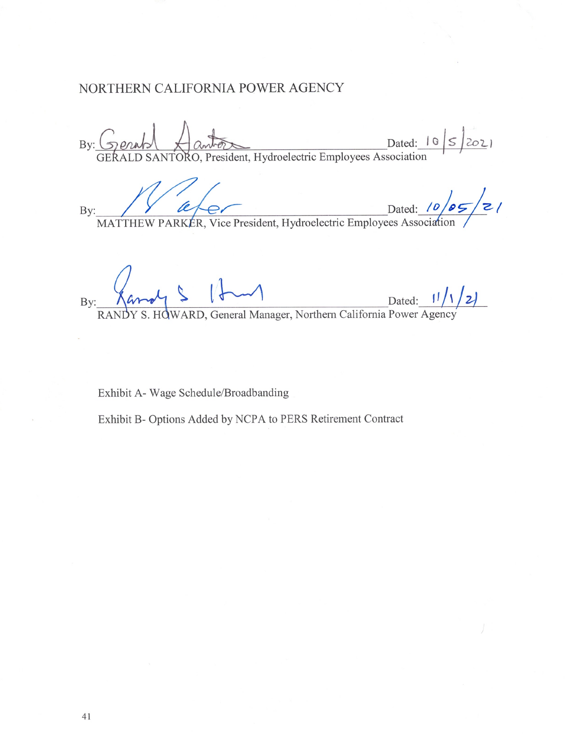NORTHERN CALIFORNIA POWER AGENCY

By: ______________________________ Dated: 10/5/2021
GERALD SANTORO, President, Hydroelectric Employees Association

By: ______________________________ Dated: 10/05/21
MATTHEW PARKER, Vice President, Hydroelectric Employees Association

By: ______________________________ Dated: 11/1/21
RANDY S. HOWARD, General Manager, Northern California Power Agency

Exhibit A- Wage Schedule/Broadbanding

Exhibit B- Options Added by NCPA to PERS Retirement Contract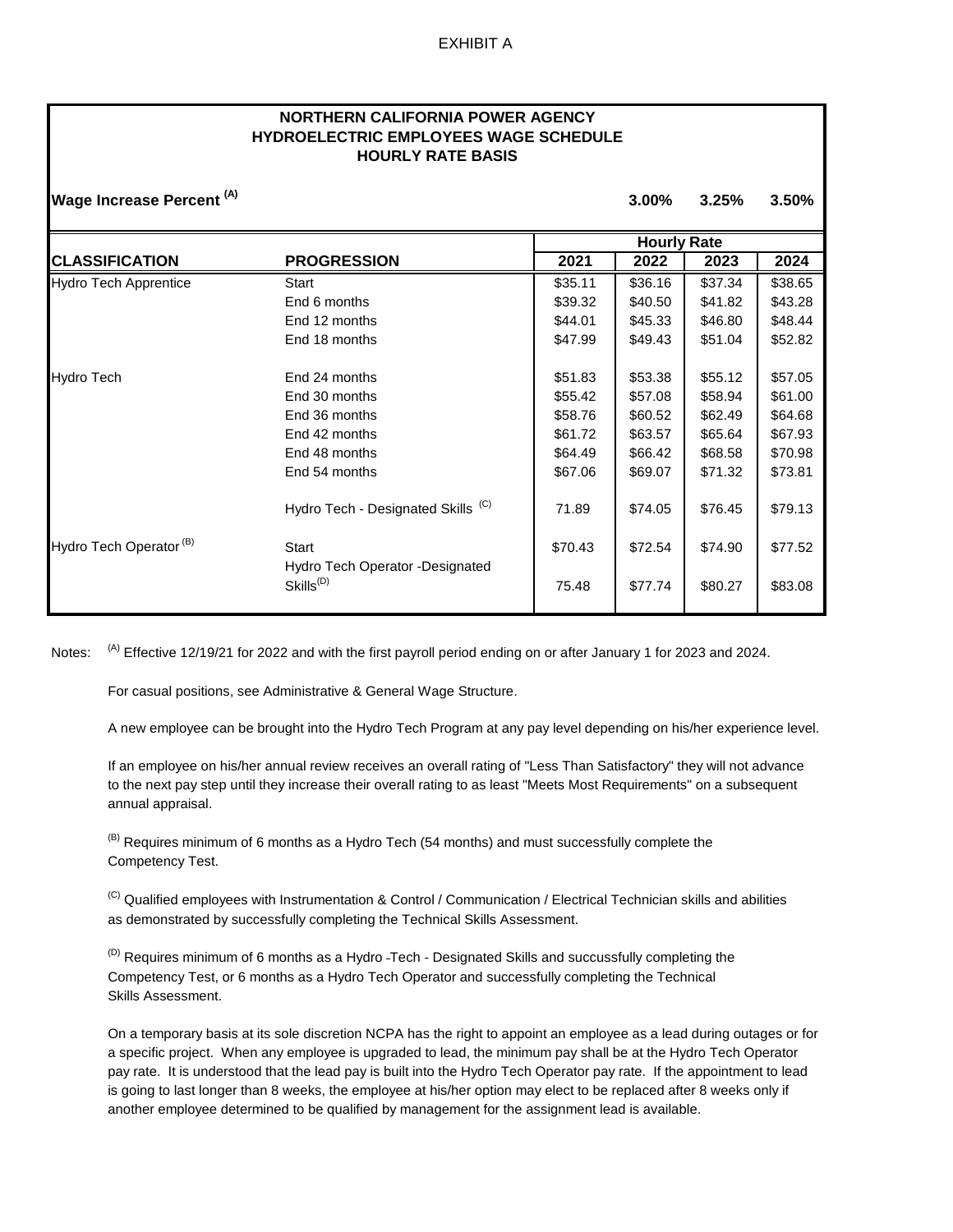EXHIBIT A

**NORTHERN CALIFORNIA POWER AGENCY**
**HYDROELECTRIC EMPLOYEES WAGE SCHEDULE**
**HOURLY RATE BASIS**

| **Wage Increase Percent [A]** | | | **3.00%** | **3.25%** | **3.50%** |
|---|---|---|---|---|---|
| | | **Hourly Rate** | | | |
| **CLASSIFICATION** | **PROGRESSION** | **2021** | **2022** | **2023** | **2024** |
| Hydro Tech Apprentice | Start | $35.11 | $36.16 | $37.34 | $38.65 |
| | End 6 months | $39.32 | $40.50 | $41.82 | $43.28 |
| | End 12 months | $44.01 | $45.33 | $46.80 | $48.44 |
| | End 18 months | $47.99 | $49.43 | $51.04 | $52.82 |
| Hydro Tech | End 24 months | $51.83 | $53.38 | $55.12 | $57.05 |
| | End 30 months | $55.42 | $57.08 | $58.94 | $61.00 |
| | End 36 months | $58.76 | $60.52 | $62.49 | $64.68 |
| | End 42 months | $61.72 | $63.57 | $65.64 | $67.93 |
| | End 48 months | $64.49 | $66.42 | $68.58 | $70.98 |
| | End 54 months | $67.06 | $69.07 | $71.32 | $73.81 |
| | Hydro Tech - Designated Skills [C] | 71.89 | $74.05 | $76.45 | $79.13 |
| Hydro Tech Operator [B] | Start | $70.43 | $72.54 | $74.90 | $77.52 |
| | Hydro Tech Operator -Designated Skills[D] | 75.48 | $77.74 | $80.27 | $83.08 |

Notes: [A] Effective 12/19/21 for 2022 and with the first payroll period ending on or after January 1 for 2023 and 2024.

For casual positions, see Administrative & General Wage Structure.

A new employee can be brought into the Hydro Tech Program at any pay level depending on his/her experience level.

If an employee on his/her annual review receives an overall rating of "Less Than Satisfactory" they will not advance to the next pay step until they increase their overall rating to as least "Meets Most Requirements" on a subsequent annual appraisal.

[B] Requires minimum of 6 months as a Hydro Tech (54 months) and must successfully complete the Competency Test.

[C] Qualified employees with Instrumentation & Control / Communication / Electrical Technician skills and abilities as demonstrated by successfully completing the Technical Skills Assessment.

[D] Requires minimum of 6 months as a Hydro -Tech - Designated Skills and succussfully completing the Competency Test, or 6 months as a Hydro Tech Operator and successfully completing the Technical Skills Assessment.

On a temporary basis at its sole discretion NCPA has the right to appoint an employee as a lead during outages or for a specific project. When any employee is upgraded to lead, the minimum pay shall be at the Hydro Tech Operator pay rate. It is understood that the lead pay is built into the Hydro Tech Operator pay rate. If the appointment to lead is going to last longer than 8 weeks, the employee at his/her option may elect to be replaced after 8 weeks only if another employee determined to be qualified by management for the assignment lead is available.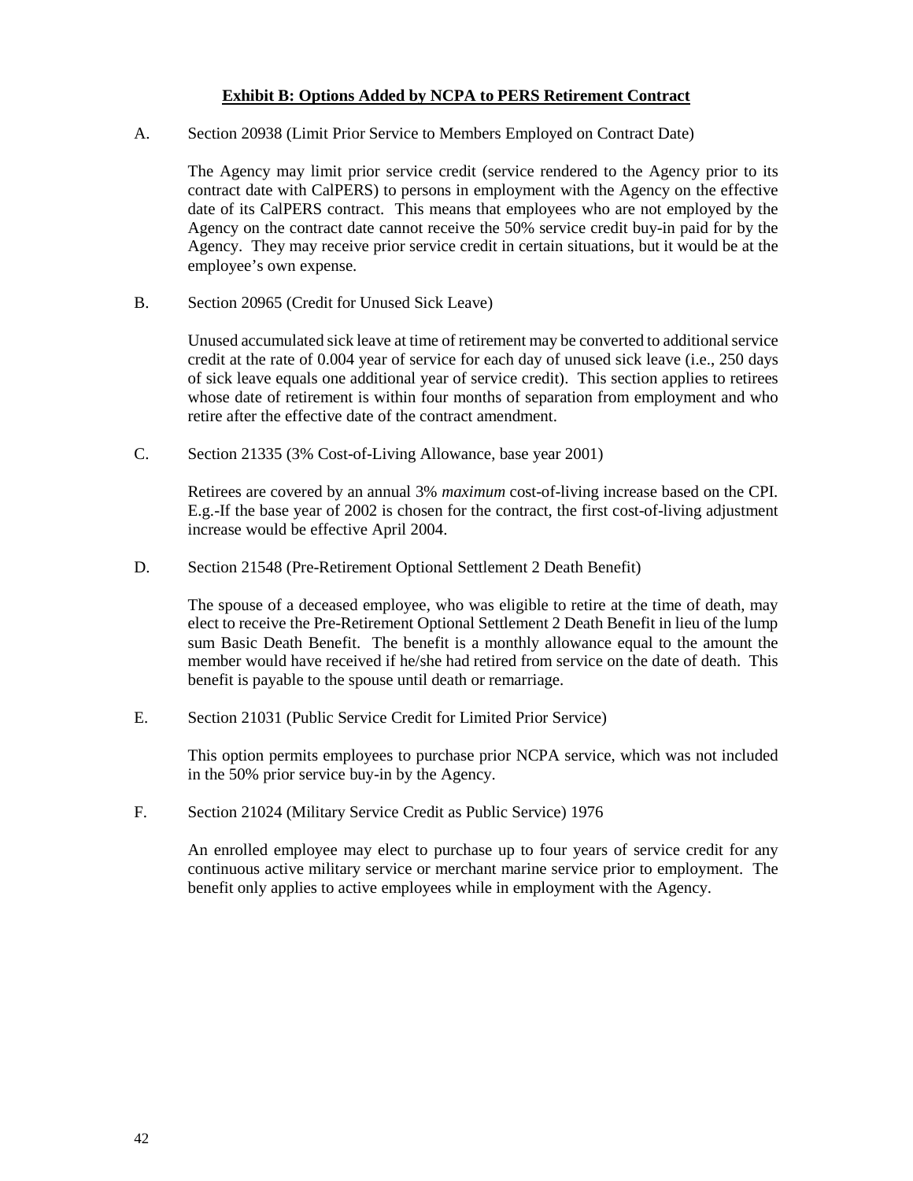## Exhibit B: Options Added by NCPA to PERS Retirement Contract

A. Section 20938 (Limit Prior Service to Members Employed on Contract Date)

The Agency may limit prior service credit (service rendered to the Agency prior to its contract date with CalPERS) to persons in employment with the Agency on the effective date of its CalPERS contract. This means that employees who are not employed by the Agency on the contract date cannot receive the 50% service credit buy-in paid for by the Agency. They may receive prior service credit in certain situations, but it would be at the employee's own expense.

B. Section 20965 (Credit for Unused Sick Leave)

Unused accumulated sick leave at time of retirement may be converted to additional service credit at the rate of 0.004 year of service for each day of unused sick leave (i.e., 250 days of sick leave equals one additional year of service credit). This section applies to retirees whose date of retirement is within four months of separation from employment and who retire after the effective date of the contract amendment.

C. Section 21335 (3% Cost-of-Living Allowance, base year 2001)

Retirees are covered by an annual 3% *maximum* cost-of-living increase based on the CPI. E.g.-If the base year of 2002 is chosen for the contract, the first cost-of-living adjustment increase would be effective April 2004.

D. Section 21548 (Pre-Retirement Optional Settlement 2 Death Benefit)

The spouse of a deceased employee, who was eligible to retire at the time of death, may elect to receive the Pre-Retirement Optional Settlement 2 Death Benefit in lieu of the lump sum Basic Death Benefit. The benefit is a monthly allowance equal to the amount the member would have received if he/she had retired from service on the date of death. This benefit is payable to the spouse until death or remarriage.

E. Section 21031 (Public Service Credit for Limited Prior Service)

This option permits employees to purchase prior NCPA service, which was not included in the 50% prior service buy-in by the Agency.

F. Section 21024 (Military Service Credit as Public Service) 1976

An enrolled employee may elect to purchase up to four years of service credit for any continuous active military service or merchant marine service prior to employment. The benefit only applies to active employees while in employment with the Agency.